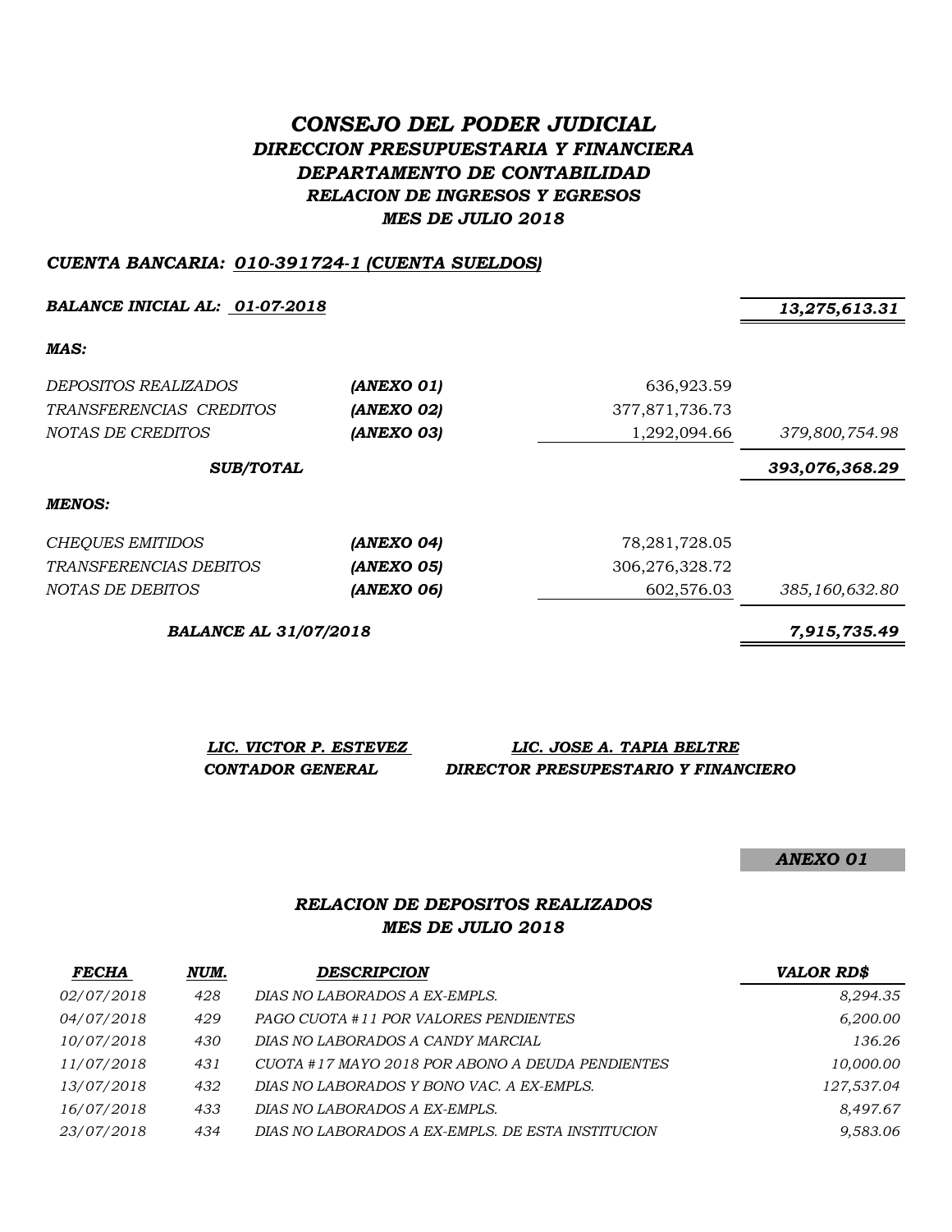# *CONSEJO DEL PODER JUDICIAL*
## *DIRECCION PRESUPUESTARIA Y FINANCIERA*
## *DEPARTAMENTO DE CONTABILIDAD*
## *RELACION DE INGRESOS Y EGRESOS*
## *MES DE JULIO 2018*

***CUENTA BANCARIA: 010-391724-1 (CUENTA SUELDOS)***

| | | | |
|---|---|---|---|
| ***BALANCE INICIAL AL: 01-07-2018*** | | | ***13,275,613.31*** |
| ***MAS:*** | | | |
| *DEPOSITOS REALIZADOS* | ***(ANEXO 01)*** | 636,923.59 | |
| *TRANSFERENCIAS CREDITOS* | ***(ANEXO 02)*** | 377,871,736.73 | |
| *NOTAS DE CREDITOS* | ***(ANEXO 03)*** | 1,292,094.66 | *379,800,754.98* |
| ***SUB/TOTAL*** | | | ***393,076,368.29*** |
| ***MENOS:*** | | | |
| *CHEQUES EMITIDOS* | ***(ANEXO 04)*** | 78,281,728.05 | |
| *TRANSFERENCIAS DEBITOS* | ***(ANEXO 05)*** | 306,276,328.72 | |
| *NOTAS DE DEBITOS* | ***(ANEXO 06)*** | 602,576.03 | *385,160,632.80* |
| ***BALANCE AL 31/07/2018*** | | | ***7,915,735.49*** |

***LIC. VICTOR P. ESTEVEZ*** — ***CONTADOR GENERAL***

***LIC. JOSE A. TAPIA BELTRE*** — ***DIRECTOR PRESUPESTARIO Y FINANCIERO***

***ANEXO 01***

## *RELACION DE DEPOSITOS REALIZADOS*
## *MES DE JULIO 2018*

| *FECHA* | *NUM.* | *DESCRIPCION* | *VALOR RD$* |
|---|---|---|---|
| 02/07/2018 | 428 | DIAS NO LABORADOS A EX-EMPLS. | 8,294.35 |
| 04/07/2018 | 429 | PAGO CUOTA #11 POR VALORES PENDIENTES | 6,200.00 |
| 10/07/2018 | 430 | DIAS NO LABORADOS A CANDY MARCIAL | 136.26 |
| 11/07/2018 | 431 | CUOTA #17 MAYO 2018 POR ABONO A DEUDA PENDIENTES | 10,000.00 |
| 13/07/2018 | 432 | DIAS NO LABORADOS Y BONO VAC. A EX-EMPLS. | 127,537.04 |
| 16/07/2018 | 433 | DIAS NO LABORADOS A EX-EMPLS. | 8,497.67 |
| 23/07/2018 | 434 | DIAS NO LABORADOS A EX-EMPLS. DE ESTA INSTITUCION | 9,583.06 |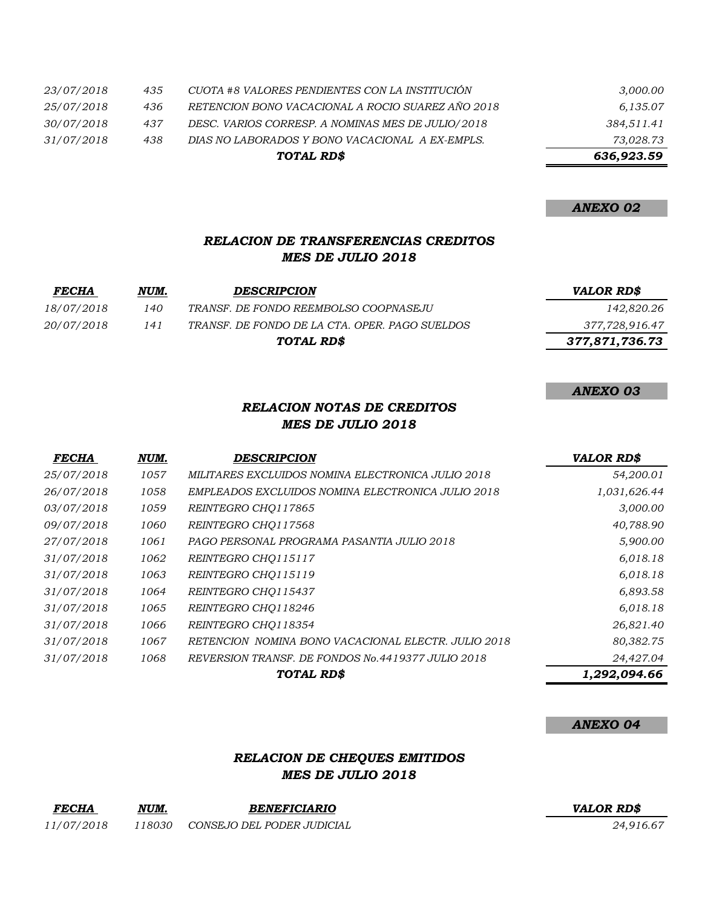| | | | |
|---|---|---|---|
| *23/07/2018* | *435* | *CUOTA #8 VALORES PENDIENTES CON LA INSTITUCIÓN* | *3,000.00* |
| *25/07/2018* | *436* | *RETENCION BONO VACACIONAL A ROCIO SUAREZ AÑO 2018* | *6,135.07* |
| *30/07/2018* | *437* | *DESC. VARIOS CORRESP. A NOMINAS MES DE JULIO/2018* | *384,511.41* |
| *31/07/2018* | *438* | *DIAS NO LABORADOS Y BONO VACACIONAL A EX-EMPLS.* | *73,028.73* |
| | | ***TOTAL RD$*** | ***636,923.59*** |

***ANEXO 02***

### *RELACION DE TRANSFERENCIAS CREDITOS*
### *MES DE JULIO 2018*

| *FECHA* | *NUM.* | *DESCRIPCION* | *VALOR RD$* |
|---|---|---|---|
| *18/07/2018* | *140* | *TRANSF. DE FONDO REEMBOLSO COOPNASEJU* | *142,820.26* |
| *20/07/2018* | *141* | *TRANSF. DE FONDO DE LA CTA. OPER. PAGO SUELDOS* | *377,728,916.47* |
| | | ***TOTAL RD$*** | ***377,871,736.73*** |

***ANEXO 03***

### *RELACION NOTAS DE CREDITOS*
### *MES DE JULIO 2018*

| *FECHA* | *NUM.* | *DESCRIPCION* | *VALOR RD$* |
|---|---|---|---|
| *25/07/2018* | *1057* | *MILITARES EXCLUIDOS NOMINA ELECTRONICA JULIO 2018* | *54,200.01* |
| *26/07/2018* | *1058* | *EMPLEADOS EXCLUIDOS NOMINA ELECTRONICA JULIO 2018* | *1,031,626.44* |
| *03/07/2018* | *1059* | *REINTEGRO CHQ117865* | *3,000.00* |
| *09/07/2018* | *1060* | *REINTEGRO CHQ117568* | *40,788.90* |
| *27/07/2018* | *1061* | *PAGO PERSONAL PROGRAMA PASANTIA JULIO 2018* | *5,900.00* |
| *31/07/2018* | *1062* | *REINTEGRO CHQ115117* | *6,018.18* |
| *31/07/2018* | *1063* | *REINTEGRO CHQ115119* | *6,018.18* |
| *31/07/2018* | *1064* | *REINTEGRO CHQ115437* | *6,893.58* |
| *31/07/2018* | *1065* | *REINTEGRO CHQ118246* | *6,018.18* |
| *31/07/2018* | *1066* | *REINTEGRO CHQ118354* | *26,821.40* |
| *31/07/2018* | *1067* | *RETENCION NOMINA BONO VACACIONAL ELECTR. JULIO 2018* | *80,382.75* |
| *31/07/2018* | *1068* | *REVERSION TRANSF. DE FONDOS No.4419377 JULIO 2018* | *24,427.04* |
| | | ***TOTAL RD$*** | ***1,292,094.66*** |

***ANEXO 04***

### *RELACION DE CHEQUES EMITIDOS*
### *MES DE JULIO 2018*

| *FECHA* | *NUM.* | *BENEFICIARIO* | *VALOR RD$* |
|---|---|---|---|
| *11/07/2018* | *118030* | *CONSEJO DEL PODER JUDICIAL* | *24,916.67* |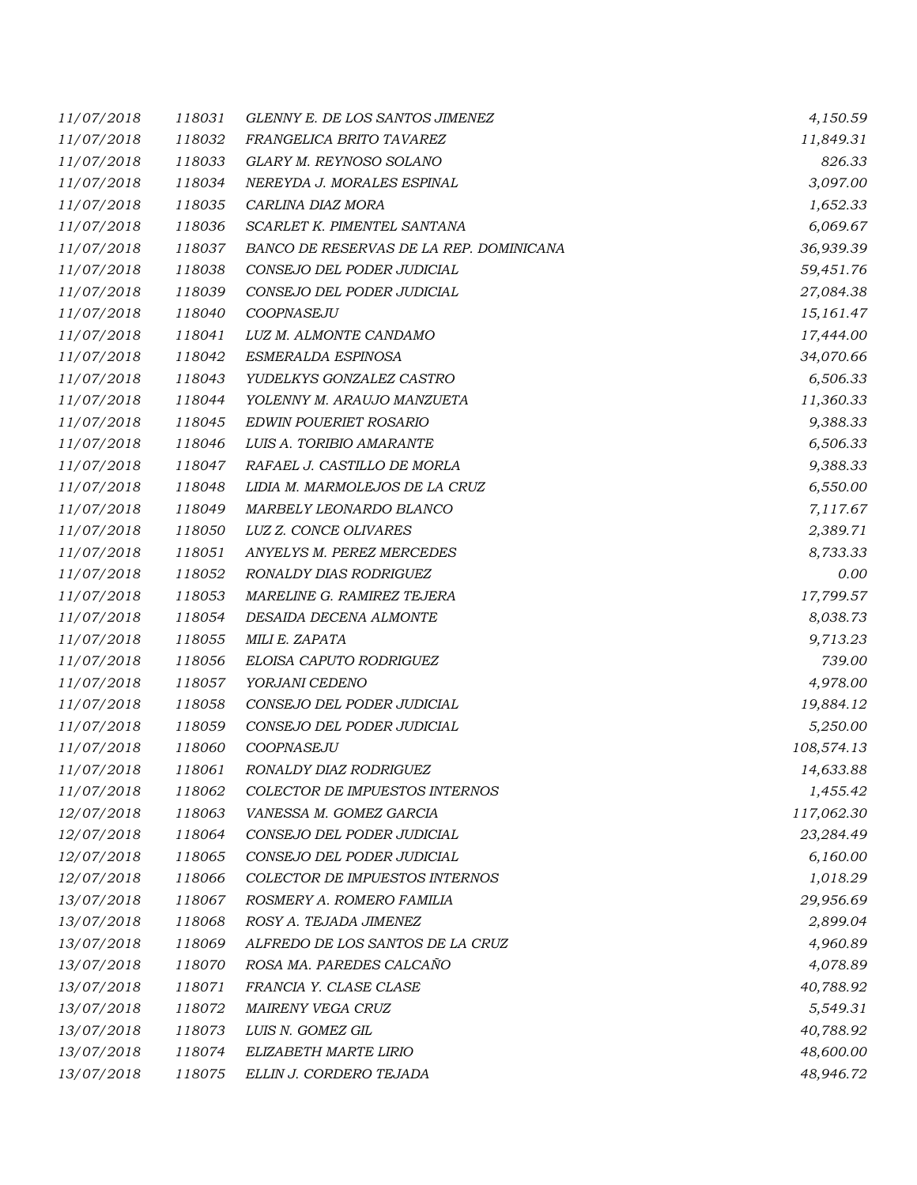| | | | |
|---|---|---|---|
| 11/07/2018 | 118031 | GLENNY E. DE LOS SANTOS JIMENEZ | 4,150.59 |
| 11/07/2018 | 118032 | FRANGELICA BRITO TAVAREZ | 11,849.31 |
| 11/07/2018 | 118033 | GLARY M. REYNOSO SOLANO | 826.33 |
| 11/07/2018 | 118034 | NEREYDA J. MORALES ESPINAL | 3,097.00 |
| 11/07/2018 | 118035 | CARLINA DIAZ MORA | 1,652.33 |
| 11/07/2018 | 118036 | SCARLET K. PIMENTEL SANTANA | 6,069.67 |
| 11/07/2018 | 118037 | BANCO DE RESERVAS DE LA REP. DOMINICANA | 36,939.39 |
| 11/07/2018 | 118038 | CONSEJO DEL PODER JUDICIAL | 59,451.76 |
| 11/07/2018 | 118039 | CONSEJO DEL PODER JUDICIAL | 27,084.38 |
| 11/07/2018 | 118040 | COOPNASEJU | 15,161.47 |
| 11/07/2018 | 118041 | LUZ M. ALMONTE CANDAMO | 17,444.00 |
| 11/07/2018 | 118042 | ESMERALDA ESPINOSA | 34,070.66 |
| 11/07/2018 | 118043 | YUDELKYS GONZALEZ CASTRO | 6,506.33 |
| 11/07/2018 | 118044 | YOLENNY M. ARAUJO MANZUETA | 11,360.33 |
| 11/07/2018 | 118045 | EDWIN POUERIET ROSARIO | 9,388.33 |
| 11/07/2018 | 118046 | LUIS A. TORIBIO AMARANTE | 6,506.33 |
| 11/07/2018 | 118047 | RAFAEL J. CASTILLO DE MORLA | 9,388.33 |
| 11/07/2018 | 118048 | LIDIA M. MARMOLEJOS DE LA CRUZ | 6,550.00 |
| 11/07/2018 | 118049 | MARBELY LEONARDO BLANCO | 7,117.67 |
| 11/07/2018 | 118050 | LUZ Z. CONCE OLIVARES | 2,389.71 |
| 11/07/2018 | 118051 | ANYELYS M. PEREZ MERCEDES | 8,733.33 |
| 11/07/2018 | 118052 | RONALDY DIAS RODRIGUEZ | 0.00 |
| 11/07/2018 | 118053 | MARELINE G. RAMIREZ TEJERA | 17,799.57 |
| 11/07/2018 | 118054 | DESAIDA DECENA ALMONTE | 8,038.73 |
| 11/07/2018 | 118055 | MILI E. ZAPATA | 9,713.23 |
| 11/07/2018 | 118056 | ELOISA CAPUTO RODRIGUEZ | 739.00 |
| 11/07/2018 | 118057 | YORJANI CEDENO | 4,978.00 |
| 11/07/2018 | 118058 | CONSEJO DEL PODER JUDICIAL | 19,884.12 |
| 11/07/2018 | 118059 | CONSEJO DEL PODER JUDICIAL | 5,250.00 |
| 11/07/2018 | 118060 | COOPNASEJU | 108,574.13 |
| 11/07/2018 | 118061 | RONALDY DIAZ RODRIGUEZ | 14,633.88 |
| 11/07/2018 | 118062 | COLECTOR DE IMPUESTOS INTERNOS | 1,455.42 |
| 12/07/2018 | 118063 | VANESSA M. GOMEZ GARCIA | 117,062.30 |
| 12/07/2018 | 118064 | CONSEJO DEL PODER JUDICIAL | 23,284.49 |
| 12/07/2018 | 118065 | CONSEJO DEL PODER JUDICIAL | 6,160.00 |
| 12/07/2018 | 118066 | COLECTOR DE IMPUESTOS INTERNOS | 1,018.29 |
| 13/07/2018 | 118067 | ROSMERY A. ROMERO FAMILIA | 29,956.69 |
| 13/07/2018 | 118068 | ROSY A. TEJADA JIMENEZ | 2,899.04 |
| 13/07/2018 | 118069 | ALFREDO DE LOS SANTOS DE LA CRUZ | 4,960.89 |
| 13/07/2018 | 118070 | ROSA MA. PAREDES CALCAÑO | 4,078.89 |
| 13/07/2018 | 118071 | FRANCIA Y. CLASE CLASE | 40,788.92 |
| 13/07/2018 | 118072 | MAIRENY VEGA CRUZ | 5,549.31 |
| 13/07/2018 | 118073 | LUIS N. GOMEZ GIL | 40,788.92 |
| 13/07/2018 | 118074 | ELIZABETH MARTE LIRIO | 48,600.00 |
| 13/07/2018 | 118075 | ELLIN J. CORDERO TEJADA | 48,946.72 |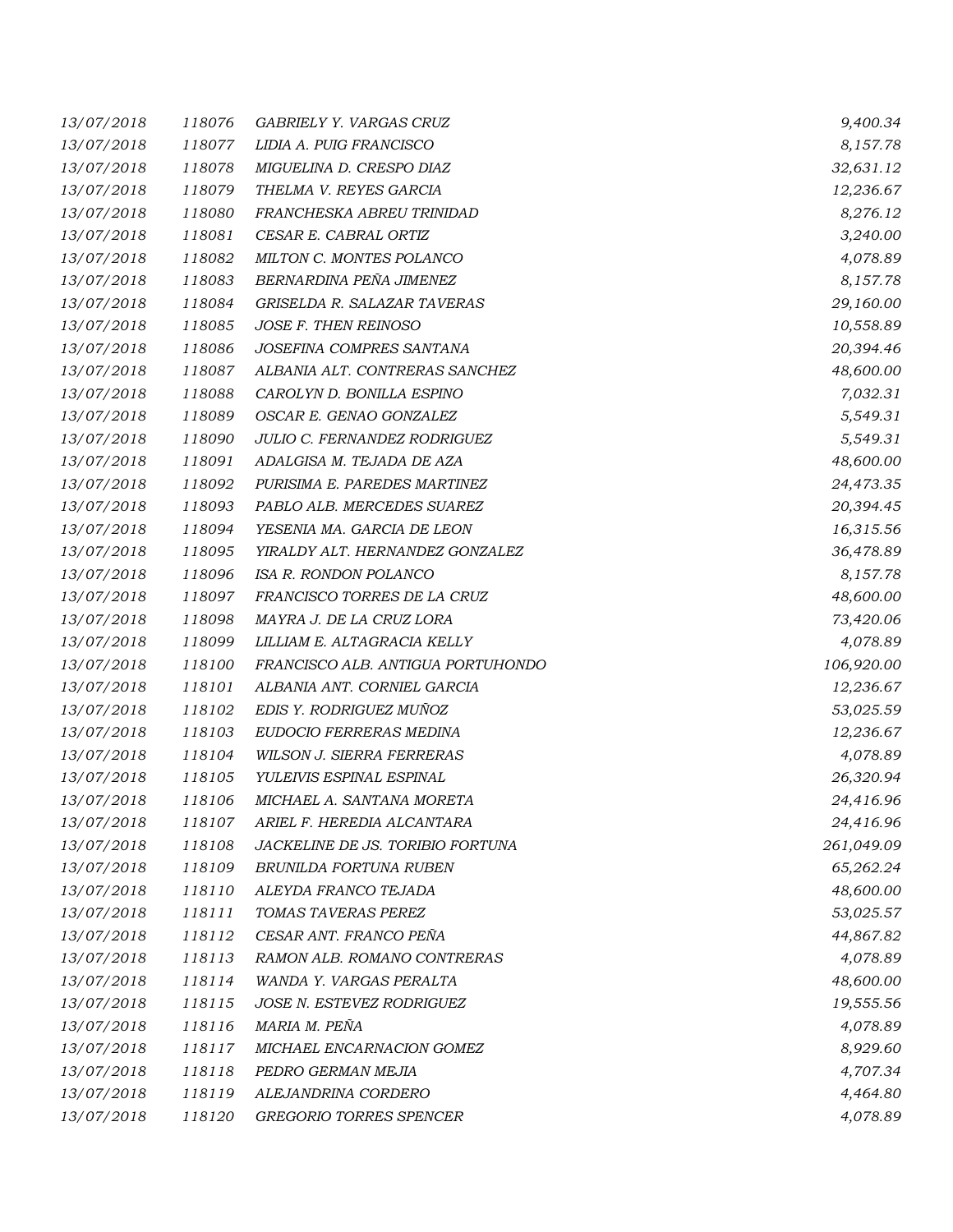| | | | |
|---|---|---|---|
| 13/07/2018 | 118076 | GABRIELY Y. VARGAS CRUZ | 9,400.34 |
| 13/07/2018 | 118077 | LIDIA A. PUIG FRANCISCO | 8,157.78 |
| 13/07/2018 | 118078 | MIGUELINA D. CRESPO DIAZ | 32,631.12 |
| 13/07/2018 | 118079 | THELMA V. REYES GARCIA | 12,236.67 |
| 13/07/2018 | 118080 | FRANCHESKA ABREU TRINIDAD | 8,276.12 |
| 13/07/2018 | 118081 | CESAR E. CABRAL ORTIZ | 3,240.00 |
| 13/07/2018 | 118082 | MILTON C. MONTES POLANCO | 4,078.89 |
| 13/07/2018 | 118083 | BERNARDINA PEÑA JIMENEZ | 8,157.78 |
| 13/07/2018 | 118084 | GRISELDA R. SALAZAR TAVERAS | 29,160.00 |
| 13/07/2018 | 118085 | JOSE F. THEN REINOSO | 10,558.89 |
| 13/07/2018 | 118086 | JOSEFINA COMPRES SANTANA | 20,394.46 |
| 13/07/2018 | 118087 | ALBANIA ALT. CONTRERAS SANCHEZ | 48,600.00 |
| 13/07/2018 | 118088 | CAROLYN D. BONILLA ESPINO | 7,032.31 |
| 13/07/2018 | 118089 | OSCAR E. GENAO GONZALEZ | 5,549.31 |
| 13/07/2018 | 118090 | JULIO C. FERNANDEZ RODRIGUEZ | 5,549.31 |
| 13/07/2018 | 118091 | ADALGISA M. TEJADA DE AZA | 48,600.00 |
| 13/07/2018 | 118092 | PURISIMA E. PAREDES MARTINEZ | 24,473.35 |
| 13/07/2018 | 118093 | PABLO ALB. MERCEDES SUAREZ | 20,394.45 |
| 13/07/2018 | 118094 | YESENIA MA. GARCIA DE LEON | 16,315.56 |
| 13/07/2018 | 118095 | YIRALDY ALT. HERNANDEZ GONZALEZ | 36,478.89 |
| 13/07/2018 | 118096 | ISA R. RONDON POLANCO | 8,157.78 |
| 13/07/2018 | 118097 | FRANCISCO TORRES DE LA CRUZ | 48,600.00 |
| 13/07/2018 | 118098 | MAYRA J. DE LA CRUZ LORA | 73,420.06 |
| 13/07/2018 | 118099 | LILLIAM E. ALTAGRACIA KELLY | 4,078.89 |
| 13/07/2018 | 118100 | FRANCISCO ALB. ANTIGUA PORTUHONDO | 106,920.00 |
| 13/07/2018 | 118101 | ALBANIA ANT. CORNIEL GARCIA | 12,236.67 |
| 13/07/2018 | 118102 | EDIS Y. RODRIGUEZ MUÑOZ | 53,025.59 |
| 13/07/2018 | 118103 | EUDOCIO FERRERAS MEDINA | 12,236.67 |
| 13/07/2018 | 118104 | WILSON J. SIERRA FERRERAS | 4,078.89 |
| 13/07/2018 | 118105 | YULEIVIS ESPINAL ESPINAL | 26,320.94 |
| 13/07/2018 | 118106 | MICHAEL A. SANTANA MORETA | 24,416.96 |
| 13/07/2018 | 118107 | ARIEL F. HEREDIA ALCANTARA | 24,416.96 |
| 13/07/2018 | 118108 | JACKELINE DE JS. TORIBIO FORTUNA | 261,049.09 |
| 13/07/2018 | 118109 | BRUNILDA FORTUNA RUBEN | 65,262.24 |
| 13/07/2018 | 118110 | ALEYDA FRANCO TEJADA | 48,600.00 |
| 13/07/2018 | 118111 | TOMAS TAVERAS PEREZ | 53,025.57 |
| 13/07/2018 | 118112 | CESAR ANT. FRANCO PEÑA | 44,867.82 |
| 13/07/2018 | 118113 | RAMON ALB. ROMANO CONTRERAS | 4,078.89 |
| 13/07/2018 | 118114 | WANDA Y. VARGAS PERALTA | 48,600.00 |
| 13/07/2018 | 118115 | JOSE N. ESTEVEZ RODRIGUEZ | 19,555.56 |
| 13/07/2018 | 118116 | MARIA M. PEÑA | 4,078.89 |
| 13/07/2018 | 118117 | MICHAEL ENCARNACION GOMEZ | 8,929.60 |
| 13/07/2018 | 118118 | PEDRO GERMAN MEJIA | 4,707.34 |
| 13/07/2018 | 118119 | ALEJANDRINA CORDERO | 4,464.80 |
| 13/07/2018 | 118120 | GREGORIO TORRES SPENCER | 4,078.89 |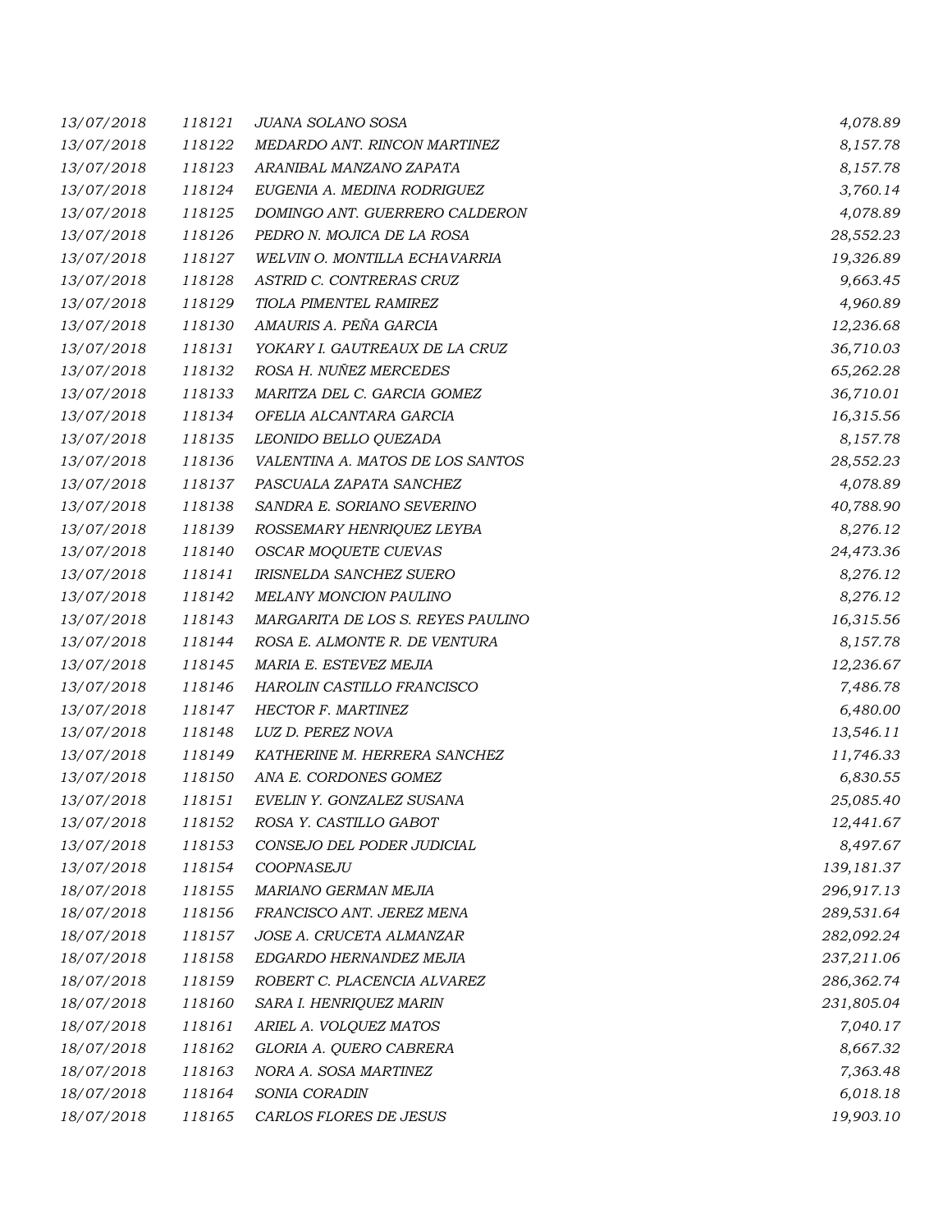| | | | |
|---|---|---|---|
| 13/07/2018 | 118121 | JUANA SOLANO SOSA | 4,078.89 |
| 13/07/2018 | 118122 | MEDARDO ANT. RINCON MARTINEZ | 8,157.78 |
| 13/07/2018 | 118123 | ARANIBAL MANZANO ZAPATA | 8,157.78 |
| 13/07/2018 | 118124 | EUGENIA A. MEDINA RODRIGUEZ | 3,760.14 |
| 13/07/2018 | 118125 | DOMINGO ANT. GUERRERO CALDERON | 4,078.89 |
| 13/07/2018 | 118126 | PEDRO N. MOJICA DE LA ROSA | 28,552.23 |
| 13/07/2018 | 118127 | WELVIN O. MONTILLA ECHAVARRIA | 19,326.89 |
| 13/07/2018 | 118128 | ASTRID C. CONTRERAS CRUZ | 9,663.45 |
| 13/07/2018 | 118129 | TIOLA PIMENTEL RAMIREZ | 4,960.89 |
| 13/07/2018 | 118130 | AMAURIS A. PEÑA GARCIA | 12,236.68 |
| 13/07/2018 | 118131 | YOKARY I. GAUTREAUX DE LA CRUZ | 36,710.03 |
| 13/07/2018 | 118132 | ROSA H. NUÑEZ MERCEDES | 65,262.28 |
| 13/07/2018 | 118133 | MARITZA DEL C. GARCIA GOMEZ | 36,710.01 |
| 13/07/2018 | 118134 | OFELIA ALCANTARA GARCIA | 16,315.56 |
| 13/07/2018 | 118135 | LEONIDO BELLO QUEZADA | 8,157.78 |
| 13/07/2018 | 118136 | VALENTINA A. MATOS DE LOS SANTOS | 28,552.23 |
| 13/07/2018 | 118137 | PASCUALA ZAPATA SANCHEZ | 4,078.89 |
| 13/07/2018 | 118138 | SANDRA E. SORIANO SEVERINO | 40,788.90 |
| 13/07/2018 | 118139 | ROSSEMARY HENRIQUEZ LEYBA | 8,276.12 |
| 13/07/2018 | 118140 | OSCAR MOQUETE CUEVAS | 24,473.36 |
| 13/07/2018 | 118141 | IRISNELDA SANCHEZ SUERO | 8,276.12 |
| 13/07/2018 | 118142 | MELANY MONCION PAULINO | 8,276.12 |
| 13/07/2018 | 118143 | MARGARITA DE LOS S. REYES PAULINO | 16,315.56 |
| 13/07/2018 | 118144 | ROSA E. ALMONTE R. DE VENTURA | 8,157.78 |
| 13/07/2018 | 118145 | MARIA E. ESTEVEZ MEJIA | 12,236.67 |
| 13/07/2018 | 118146 | HAROLIN CASTILLO FRANCISCO | 7,486.78 |
| 13/07/2018 | 118147 | HECTOR F. MARTINEZ | 6,480.00 |
| 13/07/2018 | 118148 | LUZ D. PEREZ NOVA | 13,546.11 |
| 13/07/2018 | 118149 | KATHERINE M. HERRERA SANCHEZ | 11,746.33 |
| 13/07/2018 | 118150 | ANA E. CORDONES GOMEZ | 6,830.55 |
| 13/07/2018 | 118151 | EVELIN Y. GONZALEZ SUSANA | 25,085.40 |
| 13/07/2018 | 118152 | ROSA Y. CASTILLO GABOT | 12,441.67 |
| 13/07/2018 | 118153 | CONSEJO DEL PODER JUDICIAL | 8,497.67 |
| 13/07/2018 | 118154 | COOPNASEJU | 139,181.37 |
| 18/07/2018 | 118155 | MARIANO GERMAN MEJIA | 296,917.13 |
| 18/07/2018 | 118156 | FRANCISCO ANT. JEREZ MENA | 289,531.64 |
| 18/07/2018 | 118157 | JOSE A. CRUCETA ALMANZAR | 282,092.24 |
| 18/07/2018 | 118158 | EDGARDO HERNANDEZ MEJIA | 237,211.06 |
| 18/07/2018 | 118159 | ROBERT C. PLACENCIA ALVAREZ | 286,362.74 |
| 18/07/2018 | 118160 | SARA I. HENRIQUEZ MARIN | 231,805.04 |
| 18/07/2018 | 118161 | ARIEL A. VOLQUEZ MATOS | 7,040.17 |
| 18/07/2018 | 118162 | GLORIA A. QUERO CABRERA | 8,667.32 |
| 18/07/2018 | 118163 | NORA A. SOSA MARTINEZ | 7,363.48 |
| 18/07/2018 | 118164 | SONIA CORADIN | 6,018.18 |
| 18/07/2018 | 118165 | CARLOS FLORES DE JESUS | 19,903.10 |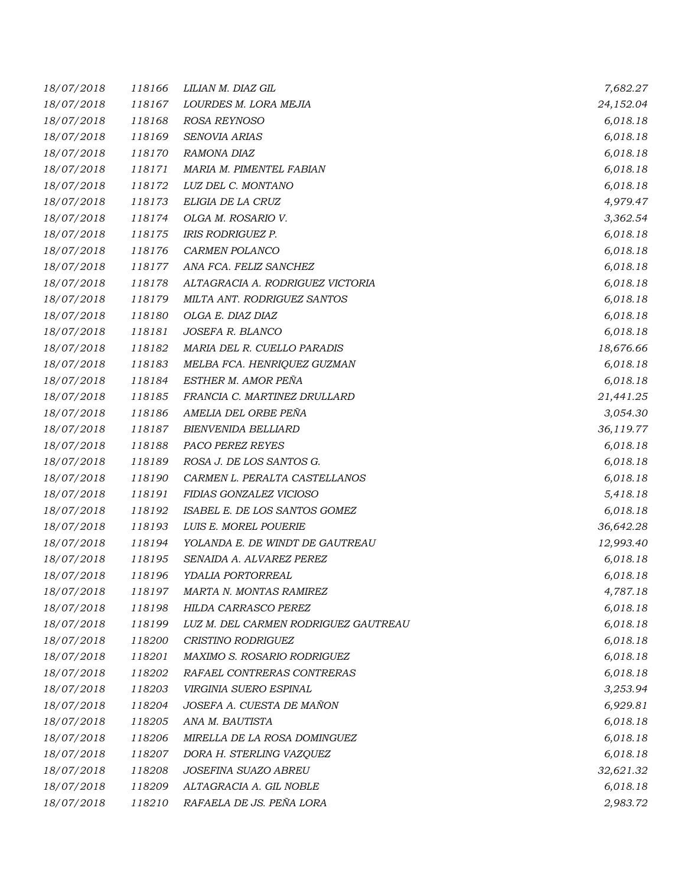| | | | |
|---|---|---|---|
| *18/07/2018* | *118166* | *LILIAN M. DIAZ GIL* | *7,682.27* |
| *18/07/2018* | *118167* | *LOURDES M. LORA MEJIA* | *24,152.04* |
| *18/07/2018* | *118168* | *ROSA REYNOSO* | *6,018.18* |
| *18/07/2018* | *118169* | *SENOVIA ARIAS* | *6,018.18* |
| *18/07/2018* | *118170* | *RAMONA DIAZ* | *6,018.18* |
| *18/07/2018* | *118171* | *MARIA M. PIMENTEL FABIAN* | *6,018.18* |
| *18/07/2018* | *118172* | *LUZ DEL C. MONTANO* | *6,018.18* |
| *18/07/2018* | *118173* | *ELIGIA DE LA CRUZ* | *4,979.47* |
| *18/07/2018* | *118174* | *OLGA M. ROSARIO V.* | *3,362.54* |
| *18/07/2018* | *118175* | *IRIS RODRIGUEZ P.* | *6,018.18* |
| *18/07/2018* | *118176* | *CARMEN POLANCO* | *6,018.18* |
| *18/07/2018* | *118177* | *ANA FCA. FELIZ SANCHEZ* | *6,018.18* |
| *18/07/2018* | *118178* | *ALTAGRACIA A. RODRIGUEZ VICTORIA* | *6,018.18* |
| *18/07/2018* | *118179* | *MILTA ANT. RODRIGUEZ SANTOS* | *6,018.18* |
| *18/07/2018* | *118180* | *OLGA E. DIAZ DIAZ* | *6,018.18* |
| *18/07/2018* | *118181* | *JOSEFA R. BLANCO* | *6,018.18* |
| *18/07/2018* | *118182* | *MARIA DEL R. CUELLO PARADIS* | *18,676.66* |
| *18/07/2018* | *118183* | *MELBA FCA. HENRIQUEZ GUZMAN* | *6,018.18* |
| *18/07/2018* | *118184* | *ESTHER M. AMOR PEÑA* | *6,018.18* |
| *18/07/2018* | *118185* | *FRANCIA C. MARTINEZ DRULLARD* | *21,441.25* |
| *18/07/2018* | *118186* | *AMELIA DEL ORBE PEÑA* | *3,054.30* |
| *18/07/2018* | *118187* | *BIENVENIDA BELLIARD* | *36,119.77* |
| *18/07/2018* | *118188* | *PACO PEREZ REYES* | *6,018.18* |
| *18/07/2018* | *118189* | *ROSA J. DE LOS SANTOS G.* | *6,018.18* |
| *18/07/2018* | *118190* | *CARMEN L. PERALTA CASTELLANOS* | *6,018.18* |
| *18/07/2018* | *118191* | *FIDIAS GONZALEZ VICIOSO* | *5,418.18* |
| *18/07/2018* | *118192* | *ISABEL E. DE LOS SANTOS GOMEZ* | *6,018.18* |
| *18/07/2018* | *118193* | *LUIS E. MOREL POUERIE* | *36,642.28* |
| *18/07/2018* | *118194* | *YOLANDA E. DE WINDT DE GAUTREAU* | *12,993.40* |
| *18/07/2018* | *118195* | *SENAIDA A. ALVAREZ PEREZ* | *6,018.18* |
| *18/07/2018* | *118196* | *YDALIA PORTORREAL* | *6,018.18* |
| *18/07/2018* | *118197* | *MARTA N. MONTAS RAMIREZ* | *4,787.18* |
| *18/07/2018* | *118198* | *HILDA CARRASCO PEREZ* | *6,018.18* |
| *18/07/2018* | *118199* | *LUZ M. DEL CARMEN RODRIGUEZ GAUTREAU* | *6,018.18* |
| *18/07/2018* | *118200* | *CRISTINO RODRIGUEZ* | *6,018.18* |
| *18/07/2018* | *118201* | *MAXIMO S. ROSARIO RODRIGUEZ* | *6,018.18* |
| *18/07/2018* | *118202* | *RAFAEL CONTRERAS CONTRERAS* | *6,018.18* |
| *18/07/2018* | *118203* | *VIRGINIA SUERO ESPINAL* | *3,253.94* |
| *18/07/2018* | *118204* | *JOSEFA A. CUESTA DE MAÑON* | *6,929.81* |
| *18/07/2018* | *118205* | *ANA M. BAUTISTA* | *6,018.18* |
| *18/07/2018* | *118206* | *MIRELLA DE LA ROSA DOMINGUEZ* | *6,018.18* |
| *18/07/2018* | *118207* | *DORA H. STERLING VAZQUEZ* | *6,018.18* |
| *18/07/2018* | *118208* | *JOSEFINA SUAZO ABREU* | *32,621.32* |
| *18/07/2018* | *118209* | *ALTAGRACIA A. GIL NOBLE* | *6,018.18* |
| *18/07/2018* | *118210* | *RAFAELA DE JS. PEÑA LORA* | *2,983.72* |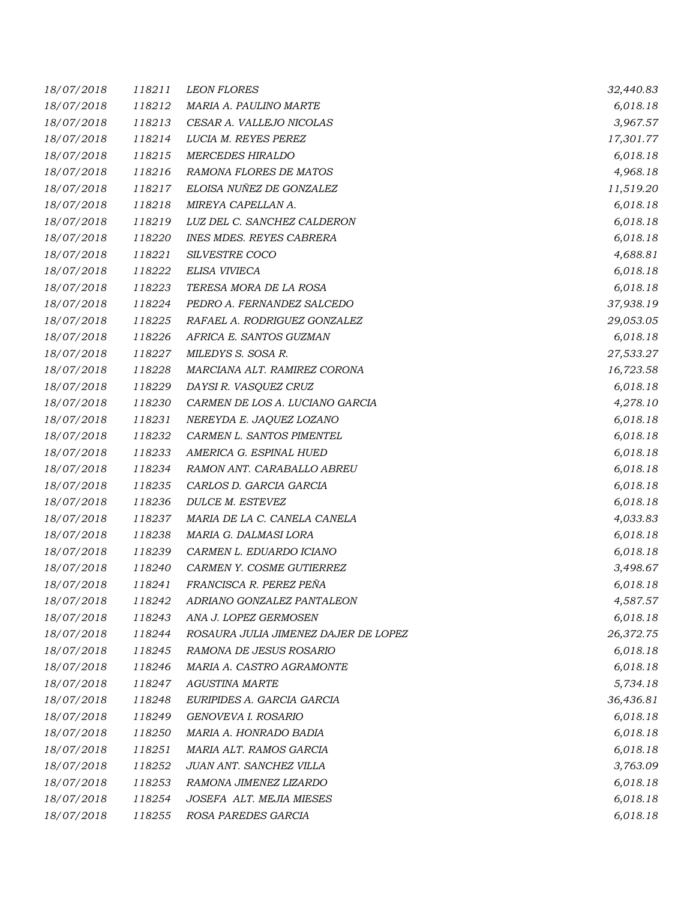| | | | |
|---|---|---|---|
| 18/07/2018 | 118211 | LEON FLORES | 32,440.83 |
| 18/07/2018 | 118212 | MARIA A. PAULINO MARTE | 6,018.18 |
| 18/07/2018 | 118213 | CESAR A. VALLEJO NICOLAS | 3,967.57 |
| 18/07/2018 | 118214 | LUCIA M. REYES PEREZ | 17,301.77 |
| 18/07/2018 | 118215 | MERCEDES HIRALDO | 6,018.18 |
| 18/07/2018 | 118216 | RAMONA FLORES DE MATOS | 4,968.18 |
| 18/07/2018 | 118217 | ELOISA NUÑEZ DE GONZALEZ | 11,519.20 |
| 18/07/2018 | 118218 | MIREYA CAPELLAN A. | 6,018.18 |
| 18/07/2018 | 118219 | LUZ DEL C. SANCHEZ CALDERON | 6,018.18 |
| 18/07/2018 | 118220 | INES MDES. REYES CABRERA | 6,018.18 |
| 18/07/2018 | 118221 | SILVESTRE COCO | 4,688.81 |
| 18/07/2018 | 118222 | ELISA VIVIECA | 6,018.18 |
| 18/07/2018 | 118223 | TERESA MORA DE LA ROSA | 6,018.18 |
| 18/07/2018 | 118224 | PEDRO A. FERNANDEZ SALCEDO | 37,938.19 |
| 18/07/2018 | 118225 | RAFAEL A. RODRIGUEZ GONZALEZ | 29,053.05 |
| 18/07/2018 | 118226 | AFRICA E. SANTOS GUZMAN | 6,018.18 |
| 18/07/2018 | 118227 | MILEDYS S. SOSA R. | 27,533.27 |
| 18/07/2018 | 118228 | MARCIANA ALT. RAMIREZ CORONA | 16,723.58 |
| 18/07/2018 | 118229 | DAYSI R. VASQUEZ CRUZ | 6,018.18 |
| 18/07/2018 | 118230 | CARMEN DE LOS A. LUCIANO GARCIA | 4,278.10 |
| 18/07/2018 | 118231 | NEREYDA E. JAQUEZ LOZANO | 6,018.18 |
| 18/07/2018 | 118232 | CARMEN L. SANTOS PIMENTEL | 6,018.18 |
| 18/07/2018 | 118233 | AMERICA G. ESPINAL HUED | 6,018.18 |
| 18/07/2018 | 118234 | RAMON ANT. CARABALLO ABREU | 6,018.18 |
| 18/07/2018 | 118235 | CARLOS D. GARCIA GARCIA | 6,018.18 |
| 18/07/2018 | 118236 | DULCE M. ESTEVEZ | 6,018.18 |
| 18/07/2018 | 118237 | MARIA DE LA C. CANELA CANELA | 4,033.83 |
| 18/07/2018 | 118238 | MARIA G. DALMASI LORA | 6,018.18 |
| 18/07/2018 | 118239 | CARMEN L. EDUARDO ICIANO | 6,018.18 |
| 18/07/2018 | 118240 | CARMEN Y. COSME GUTIERREZ | 3,498.67 |
| 18/07/2018 | 118241 | FRANCISCA R. PEREZ PEÑA | 6,018.18 |
| 18/07/2018 | 118242 | ADRIANO GONZALEZ PANTALEON | 4,587.57 |
| 18/07/2018 | 118243 | ANA J. LOPEZ GERMOSEN | 6,018.18 |
| 18/07/2018 | 118244 | ROSAURA JULIA JIMENEZ DAJER DE LOPEZ | 26,372.75 |
| 18/07/2018 | 118245 | RAMONA DE JESUS ROSARIO | 6,018.18 |
| 18/07/2018 | 118246 | MARIA A. CASTRO AGRAMONTE | 6,018.18 |
| 18/07/2018 | 118247 | AGUSTINA MARTE | 5,734.18 |
| 18/07/2018 | 118248 | EURIPIDES A. GARCIA GARCIA | 36,436.81 |
| 18/07/2018 | 118249 | GENOVEVA I. ROSARIO | 6,018.18 |
| 18/07/2018 | 118250 | MARIA A. HONRADO BADIA | 6,018.18 |
| 18/07/2018 | 118251 | MARIA ALT. RAMOS GARCIA | 6,018.18 |
| 18/07/2018 | 118252 | JUAN ANT. SANCHEZ VILLA | 3,763.09 |
| 18/07/2018 | 118253 | RAMONA JIMENEZ LIZARDO | 6,018.18 |
| 18/07/2018 | 118254 | JOSEFA ALT. MEJIA MIESES | 6,018.18 |
| 18/07/2018 | 118255 | ROSA PAREDES GARCIA | 6,018.18 |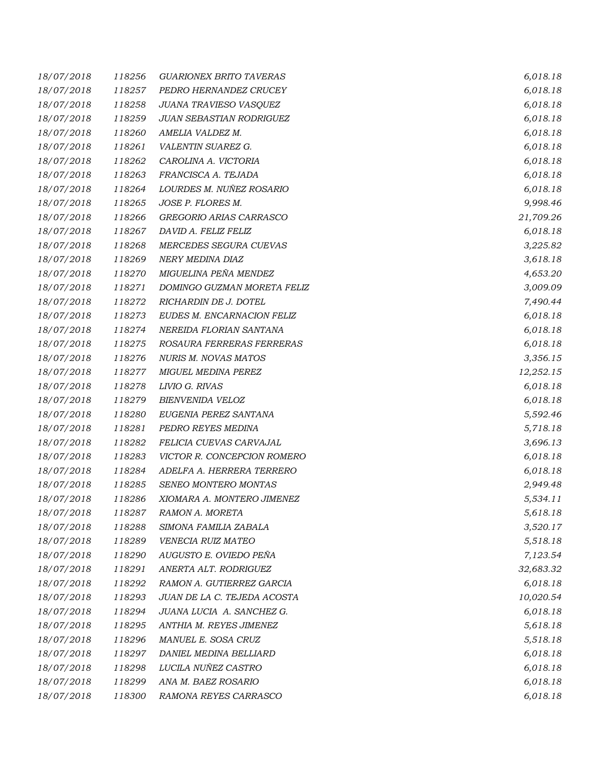| | | | |
|---|---|---|---|
| 18/07/2018 | 118256 | GUARIONEX BRITO TAVERAS | 6,018.18 |
| 18/07/2018 | 118257 | PEDRO HERNANDEZ CRUCEY | 6,018.18 |
| 18/07/2018 | 118258 | JUANA TRAVIESO VASQUEZ | 6,018.18 |
| 18/07/2018 | 118259 | JUAN SEBASTIAN RODRIGUEZ | 6,018.18 |
| 18/07/2018 | 118260 | AMELIA VALDEZ M. | 6,018.18 |
| 18/07/2018 | 118261 | VALENTIN SUAREZ G. | 6,018.18 |
| 18/07/2018 | 118262 | CAROLINA A. VICTORIA | 6,018.18 |
| 18/07/2018 | 118263 | FRANCISCA A. TEJADA | 6,018.18 |
| 18/07/2018 | 118264 | LOURDES M. NUÑEZ ROSARIO | 6,018.18 |
| 18/07/2018 | 118265 | JOSE P. FLORES M. | 9,998.46 |
| 18/07/2018 | 118266 | GREGORIO ARIAS CARRASCO | 21,709.26 |
| 18/07/2018 | 118267 | DAVID A. FELIZ FELIZ | 6,018.18 |
| 18/07/2018 | 118268 | MERCEDES SEGURA CUEVAS | 3,225.82 |
| 18/07/2018 | 118269 | NERY MEDINA DIAZ | 3,618.18 |
| 18/07/2018 | 118270 | MIGUELINA PEÑA MENDEZ | 4,653.20 |
| 18/07/2018 | 118271 | DOMINGO GUZMAN MORETA FELIZ | 3,009.09 |
| 18/07/2018 | 118272 | RICHARDIN DE J. DOTEL | 7,490.44 |
| 18/07/2018 | 118273 | EUDES M. ENCARNACION FELIZ | 6,018.18 |
| 18/07/2018 | 118274 | NEREIDA FLORIAN SANTANA | 6,018.18 |
| 18/07/2018 | 118275 | ROSAURA FERRERAS FERRERAS | 6,018.18 |
| 18/07/2018 | 118276 | NURIS M. NOVAS MATOS | 3,356.15 |
| 18/07/2018 | 118277 | MIGUEL MEDINA PEREZ | 12,252.15 |
| 18/07/2018 | 118278 | LIVIO G. RIVAS | 6,018.18 |
| 18/07/2018 | 118279 | BIENVENIDA VELOZ | 6,018.18 |
| 18/07/2018 | 118280 | EUGENIA PEREZ SANTANA | 5,592.46 |
| 18/07/2018 | 118281 | PEDRO REYES MEDINA | 5,718.18 |
| 18/07/2018 | 118282 | FELICIA CUEVAS CARVAJAL | 3,696.13 |
| 18/07/2018 | 118283 | VICTOR R. CONCEPCION ROMERO | 6,018.18 |
| 18/07/2018 | 118284 | ADELFA A. HERRERA TERRERO | 6,018.18 |
| 18/07/2018 | 118285 | SENEO MONTERO MONTAS | 2,949.48 |
| 18/07/2018 | 118286 | XIOMARA A. MONTERO JIMENEZ | 5,534.11 |
| 18/07/2018 | 118287 | RAMON A. MORETA | 5,618.18 |
| 18/07/2018 | 118288 | SIMONA FAMILIA ZABALA | 3,520.17 |
| 18/07/2018 | 118289 | VENECIA RUIZ MATEO | 5,518.18 |
| 18/07/2018 | 118290 | AUGUSTO E. OVIEDO PEÑA | 7,123.54 |
| 18/07/2018 | 118291 | ANERTA ALT. RODRIGUEZ | 32,683.32 |
| 18/07/2018 | 118292 | RAMON A. GUTIERREZ GARCIA | 6,018.18 |
| 18/07/2018 | 118293 | JUAN DE LA C. TEJEDA ACOSTA | 10,020.54 |
| 18/07/2018 | 118294 | JUANA LUCIA A. SANCHEZ G. | 6,018.18 |
| 18/07/2018 | 118295 | ANTHIA M. REYES JIMENEZ | 5,618.18 |
| 18/07/2018 | 118296 | MANUEL E. SOSA CRUZ | 5,518.18 |
| 18/07/2018 | 118297 | DANIEL MEDINA BELLIARD | 6,018.18 |
| 18/07/2018 | 118298 | LUCILA NUÑEZ CASTRO | 6,018.18 |
| 18/07/2018 | 118299 | ANA M. BAEZ ROSARIO | 6,018.18 |
| 18/07/2018 | 118300 | RAMONA REYES CARRASCO | 6,018.18 |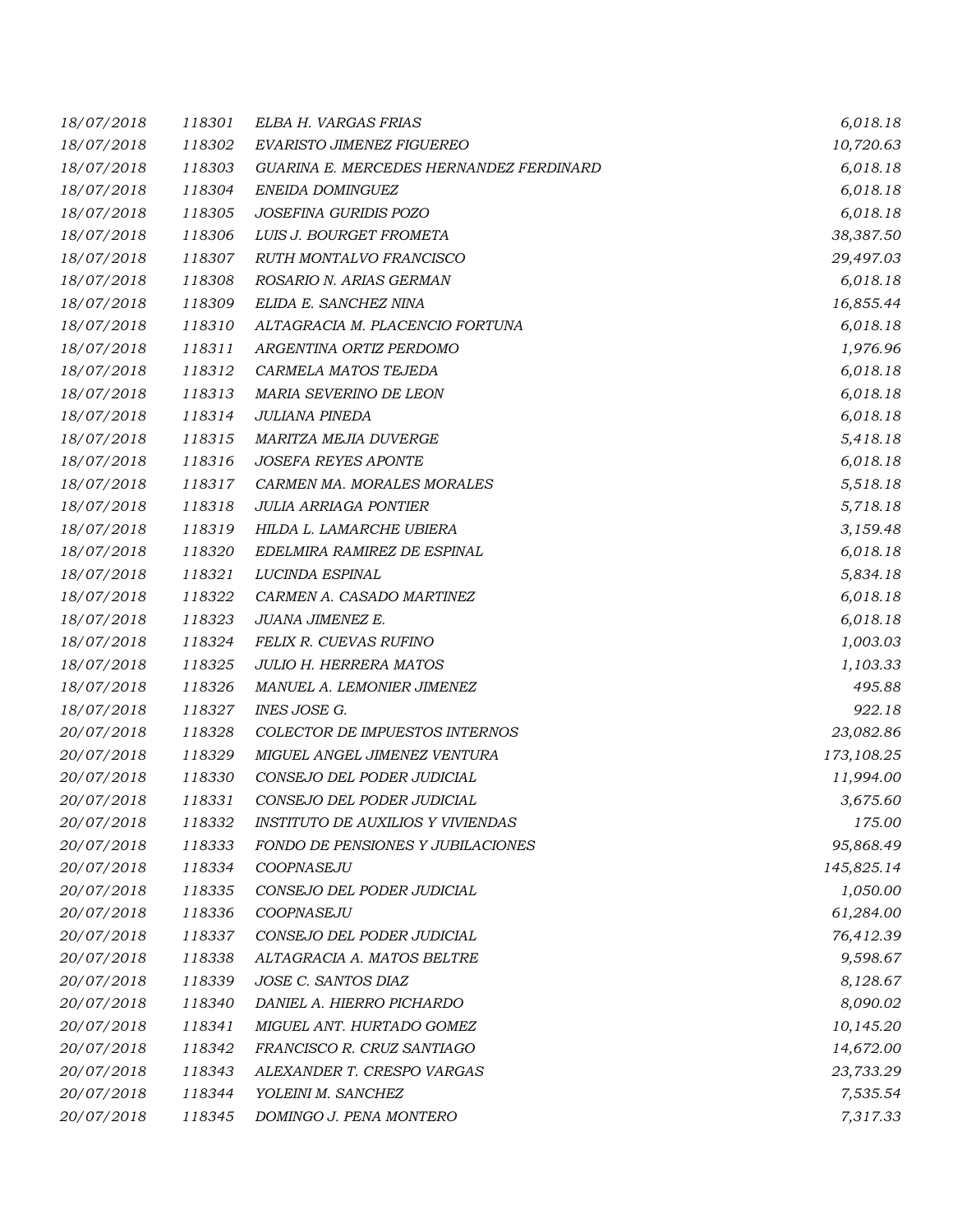| | | | |
|---|---|---|---|
| *18/07/2018* | *118301* | *ELBA H. VARGAS FRIAS* | *6,018.18* |
| *18/07/2018* | *118302* | *EVARISTO JIMENEZ FIGUEREO* | *10,720.63* |
| *18/07/2018* | *118303* | *GUARINA E. MERCEDES HERNANDEZ FERDINARD* | *6,018.18* |
| *18/07/2018* | *118304* | *ENEIDA DOMINGUEZ* | *6,018.18* |
| *18/07/2018* | *118305* | *JOSEFINA GURIDIS POZO* | *6,018.18* |
| *18/07/2018* | *118306* | *LUIS J. BOURGET FROMETA* | *38,387.50* |
| *18/07/2018* | *118307* | *RUTH MONTALVO FRANCISCO* | *29,497.03* |
| *18/07/2018* | *118308* | *ROSARIO N. ARIAS GERMAN* | *6,018.18* |
| *18/07/2018* | *118309* | *ELIDA E. SANCHEZ NINA* | *16,855.44* |
| *18/07/2018* | *118310* | *ALTAGRACIA M. PLACENCIO FORTUNA* | *6,018.18* |
| *18/07/2018* | *118311* | *ARGENTINA ORTIZ PERDOMO* | *1,976.96* |
| *18/07/2018* | *118312* | *CARMELA MATOS TEJEDA* | *6,018.18* |
| *18/07/2018* | *118313* | *MARIA SEVERINO DE LEON* | *6,018.18* |
| *18/07/2018* | *118314* | *JULIANA PINEDA* | *6,018.18* |
| *18/07/2018* | *118315* | *MARITZA MEJIA DUVERGE* | *5,418.18* |
| *18/07/2018* | *118316* | *JOSEFA REYES APONTE* | *6,018.18* |
| *18/07/2018* | *118317* | *CARMEN MA. MORALES MORALES* | *5,518.18* |
| *18/07/2018* | *118318* | *JULIA ARRIAGA PONTIER* | *5,718.18* |
| *18/07/2018* | *118319* | *HILDA L. LAMARCHE UBIERA* | *3,159.48* |
| *18/07/2018* | *118320* | *EDELMIRA RAMIREZ DE ESPINAL* | *6,018.18* |
| *18/07/2018* | *118321* | *LUCINDA ESPINAL* | *5,834.18* |
| *18/07/2018* | *118322* | *CARMEN A. CASADO MARTINEZ* | *6,018.18* |
| *18/07/2018* | *118323* | *JUANA JIMENEZ E.* | *6,018.18* |
| *18/07/2018* | *118324* | *FELIX R. CUEVAS RUFINO* | *1,003.03* |
| *18/07/2018* | *118325* | *JULIO H. HERRERA MATOS* | *1,103.33* |
| *18/07/2018* | *118326* | *MANUEL A. LEMONIER JIMENEZ* | *495.88* |
| *18/07/2018* | *118327* | *INES JOSE G.* | *922.18* |
| *20/07/2018* | *118328* | *COLECTOR DE IMPUESTOS INTERNOS* | *23,082.86* |
| *20/07/2018* | *118329* | *MIGUEL ANGEL JIMENEZ VENTURA* | *173,108.25* |
| *20/07/2018* | *118330* | *CONSEJO DEL PODER JUDICIAL* | *11,994.00* |
| *20/07/2018* | *118331* | *CONSEJO DEL PODER JUDICIAL* | *3,675.60* |
| *20/07/2018* | *118332* | *INSTITUTO DE AUXILIOS Y VIVIENDAS* | *175.00* |
| *20/07/2018* | *118333* | *FONDO DE PENSIONES Y JUBILACIONES* | *95,868.49* |
| *20/07/2018* | *118334* | *COOPNASEJU* | *145,825.14* |
| *20/07/2018* | *118335* | *CONSEJO DEL PODER JUDICIAL* | *1,050.00* |
| *20/07/2018* | *118336* | *COOPNASEJU* | *61,284.00* |
| *20/07/2018* | *118337* | *CONSEJO DEL PODER JUDICIAL* | *76,412.39* |
| *20/07/2018* | *118338* | *ALTAGRACIA A. MATOS BELTRE* | *9,598.67* |
| *20/07/2018* | *118339* | *JOSE C. SANTOS DIAZ* | *8,128.67* |
| *20/07/2018* | *118340* | *DANIEL A. HIERRO PICHARDO* | *8,090.02* |
| *20/07/2018* | *118341* | *MIGUEL ANT. HURTADO GOMEZ* | *10,145.20* |
| *20/07/2018* | *118342* | *FRANCISCO R. CRUZ SANTIAGO* | *14,672.00* |
| *20/07/2018* | *118343* | *ALEXANDER T. CRESPO VARGAS* | *23,733.29* |
| *20/07/2018* | *118344* | *YOLEINI M. SANCHEZ* | *7,535.54* |
| *20/07/2018* | *118345* | *DOMINGO J. PENA MONTERO* | *7,317.33* |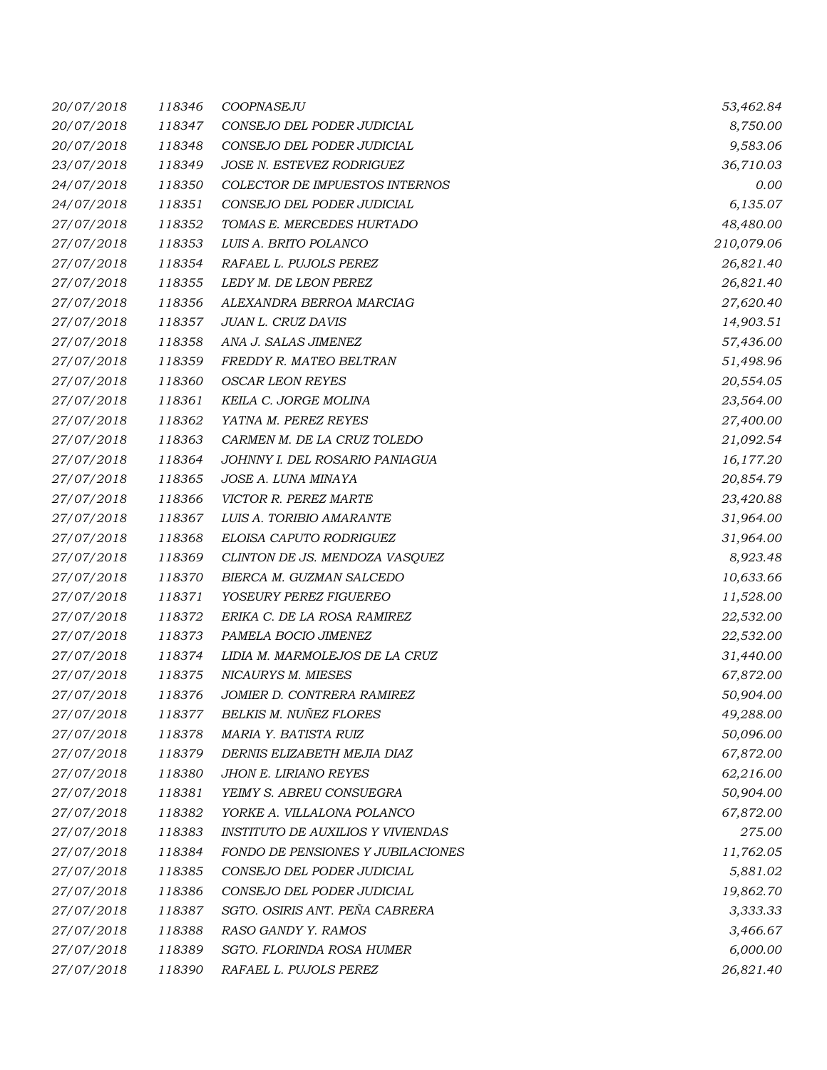| | | | |
|---|---|---|---|
| *20/07/2018* | *118346* | *COOPNASEJU* | *53,462.84* |
| *20/07/2018* | *118347* | *CONSEJO DEL PODER JUDICIAL* | *8,750.00* |
| *20/07/2018* | *118348* | *CONSEJO DEL PODER JUDICIAL* | *9,583.06* |
| *23/07/2018* | *118349* | *JOSE N. ESTEVEZ RODRIGUEZ* | *36,710.03* |
| *24/07/2018* | *118350* | *COLECTOR DE IMPUESTOS INTERNOS* | *0.00* |
| *24/07/2018* | *118351* | *CONSEJO DEL PODER JUDICIAL* | *6,135.07* |
| *27/07/2018* | *118352* | *TOMAS E. MERCEDES HURTADO* | *48,480.00* |
| *27/07/2018* | *118353* | *LUIS A. BRITO POLANCO* | *210,079.06* |
| *27/07/2018* | *118354* | *RAFAEL L. PUJOLS PEREZ* | *26,821.40* |
| *27/07/2018* | *118355* | *LEDY M. DE LEON PEREZ* | *26,821.40* |
| *27/07/2018* | *118356* | *ALEXANDRA BERROA MARCIAG* | *27,620.40* |
| *27/07/2018* | *118357* | *JUAN L. CRUZ DAVIS* | *14,903.51* |
| *27/07/2018* | *118358* | *ANA J. SALAS JIMENEZ* | *57,436.00* |
| *27/07/2018* | *118359* | *FREDDY R. MATEO BELTRAN* | *51,498.96* |
| *27/07/2018* | *118360* | *OSCAR LEON REYES* | *20,554.05* |
| *27/07/2018* | *118361* | *KEILA C. JORGE MOLINA* | *23,564.00* |
| *27/07/2018* | *118362* | *YATNA M. PEREZ REYES* | *27,400.00* |
| *27/07/2018* | *118363* | *CARMEN M. DE LA CRUZ TOLEDO* | *21,092.54* |
| *27/07/2018* | *118364* | *JOHNNY I. DEL ROSARIO PANIAGUA* | *16,177.20* |
| *27/07/2018* | *118365* | *JOSE A. LUNA MINAYA* | *20,854.79* |
| *27/07/2018* | *118366* | *VICTOR R. PEREZ MARTE* | *23,420.88* |
| *27/07/2018* | *118367* | *LUIS A. TORIBIO AMARANTE* | *31,964.00* |
| *27/07/2018* | *118368* | *ELOISA CAPUTO RODRIGUEZ* | *31,964.00* |
| *27/07/2018* | *118369* | *CLINTON DE JS. MENDOZA VASQUEZ* | *8,923.48* |
| *27/07/2018* | *118370* | *BIERCA M. GUZMAN SALCEDO* | *10,633.66* |
| *27/07/2018* | *118371* | *YOSEURY PEREZ FIGUEREO* | *11,528.00* |
| *27/07/2018* | *118372* | *ERIKA C. DE LA ROSA RAMIREZ* | *22,532.00* |
| *27/07/2018* | *118373* | *PAMELA BOCIO JIMENEZ* | *22,532.00* |
| *27/07/2018* | *118374* | *LIDIA M. MARMOLEJOS DE LA CRUZ* | *31,440.00* |
| *27/07/2018* | *118375* | *NICAURYS M. MIESES* | *67,872.00* |
| *27/07/2018* | *118376* | *JOMIER D. CONTRERA RAMIREZ* | *50,904.00* |
| *27/07/2018* | *118377* | *BELKIS M. NUÑEZ FLORES* | *49,288.00* |
| *27/07/2018* | *118378* | *MARIA Y. BATISTA RUIZ* | *50,096.00* |
| *27/07/2018* | *118379* | *DERNIS ELIZABETH MEJIA DIAZ* | *67,872.00* |
| *27/07/2018* | *118380* | *JHON E. LIRIANO REYES* | *62,216.00* |
| *27/07/2018* | *118381* | *YEIMY S. ABREU CONSUEGRA* | *50,904.00* |
| *27/07/2018* | *118382* | *YORKE A. VILLALONA POLANCO* | *67,872.00* |
| *27/07/2018* | *118383* | *INSTITUTO DE AUXILIOS Y VIVIENDAS* | *275.00* |
| *27/07/2018* | *118384* | *FONDO DE PENSIONES Y JUBILACIONES* | *11,762.05* |
| *27/07/2018* | *118385* | *CONSEJO DEL PODER JUDICIAL* | *5,881.02* |
| *27/07/2018* | *118386* | *CONSEJO DEL PODER JUDICIAL* | *19,862.70* |
| *27/07/2018* | *118387* | *SGTO. OSIRIS ANT. PEÑA CABRERA* | *3,333.33* |
| *27/07/2018* | *118388* | *RASO GANDY Y. RAMOS* | *3,466.67* |
| *27/07/2018* | *118389* | *SGTO. FLORINDA ROSA HUMER* | *6,000.00* |
| *27/07/2018* | *118390* | *RAFAEL L. PUJOLS PEREZ* | *26,821.40* |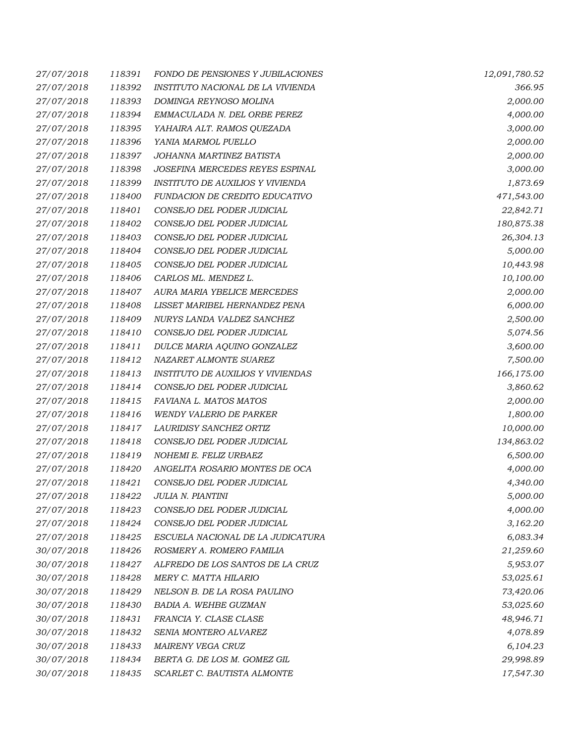| | | | |
|---|---|---|---|
| 27/07/2018 | 118391 | FONDO DE PENSIONES Y JUBILACIONES | 12,091,780.52 |
| 27/07/2018 | 118392 | INSTITUTO NACIONAL DE LA VIVIENDA | 366.95 |
| 27/07/2018 | 118393 | DOMINGA REYNOSO MOLINA | 2,000.00 |
| 27/07/2018 | 118394 | EMMACULADA N. DEL ORBE PEREZ | 4,000.00 |
| 27/07/2018 | 118395 | YAHAIRA ALT. RAMOS QUEZADA | 3,000.00 |
| 27/07/2018 | 118396 | YANIA MARMOL PUELLO | 2,000.00 |
| 27/07/2018 | 118397 | JOHANNA MARTINEZ BATISTA | 2,000.00 |
| 27/07/2018 | 118398 | JOSEFINA MERCEDES REYES ESPINAL | 3,000.00 |
| 27/07/2018 | 118399 | INSTITUTO DE AUXILIOS Y VIVIENDA | 1,873.69 |
| 27/07/2018 | 118400 | FUNDACION DE CREDITO EDUCATIVO | 471,543.00 |
| 27/07/2018 | 118401 | CONSEJO DEL PODER JUDICIAL | 22,842.71 |
| 27/07/2018 | 118402 | CONSEJO DEL PODER JUDICIAL | 180,875.38 |
| 27/07/2018 | 118403 | CONSEJO DEL PODER JUDICIAL | 26,304.13 |
| 27/07/2018 | 118404 | CONSEJO DEL PODER JUDICIAL | 5,000.00 |
| 27/07/2018 | 118405 | CONSEJO DEL PODER JUDICIAL | 10,443.98 |
| 27/07/2018 | 118406 | CARLOS ML. MENDEZ L. | 10,100.00 |
| 27/07/2018 | 118407 | AURA MARIA YBELICE MERCEDES | 2,000.00 |
| 27/07/2018 | 118408 | LISSET MARIBEL HERNANDEZ PENA | 6,000.00 |
| 27/07/2018 | 118409 | NURYS LANDA VALDEZ SANCHEZ | 2,500.00 |
| 27/07/2018 | 118410 | CONSEJO DEL PODER JUDICIAL | 5,074.56 |
| 27/07/2018 | 118411 | DULCE MARIA AQUINO GONZALEZ | 3,600.00 |
| 27/07/2018 | 118412 | NAZARET ALMONTE SUAREZ | 7,500.00 |
| 27/07/2018 | 118413 | INSTITUTO DE AUXILIOS Y VIVIENDAS | 166,175.00 |
| 27/07/2018 | 118414 | CONSEJO DEL PODER JUDICIAL | 3,860.62 |
| 27/07/2018 | 118415 | FAVIANA L. MATOS MATOS | 2,000.00 |
| 27/07/2018 | 118416 | WENDY VALERIO DE PARKER | 1,800.00 |
| 27/07/2018 | 118417 | LAURIDISY SANCHEZ ORTIZ | 10,000.00 |
| 27/07/2018 | 118418 | CONSEJO DEL PODER JUDICIAL | 134,863.02 |
| 27/07/2018 | 118419 | NOHEMI E. FELIZ URBAEZ | 6,500.00 |
| 27/07/2018 | 118420 | ANGELITA ROSARIO MONTES DE OCA | 4,000.00 |
| 27/07/2018 | 118421 | CONSEJO DEL PODER JUDICIAL | 4,340.00 |
| 27/07/2018 | 118422 | JULIA N. PIANTINI | 5,000.00 |
| 27/07/2018 | 118423 | CONSEJO DEL PODER JUDICIAL | 4,000.00 |
| 27/07/2018 | 118424 | CONSEJO DEL PODER JUDICIAL | 3,162.20 |
| 27/07/2018 | 118425 | ESCUELA NACIONAL DE LA JUDICATURA | 6,083.34 |
| 30/07/2018 | 118426 | ROSMERY A. ROMERO FAMILIA | 21,259.60 |
| 30/07/2018 | 118427 | ALFREDO DE LOS SANTOS DE LA CRUZ | 5,953.07 |
| 30/07/2018 | 118428 | MERY C. MATTA HILARIO | 53,025.61 |
| 30/07/2018 | 118429 | NELSON B. DE LA ROSA PAULINO | 73,420.06 |
| 30/07/2018 | 118430 | BADIA A. WEHBE GUZMAN | 53,025.60 |
| 30/07/2018 | 118431 | FRANCIA Y. CLASE CLASE | 48,946.71 |
| 30/07/2018 | 118432 | SENIA MONTERO ALVAREZ | 4,078.89 |
| 30/07/2018 | 118433 | MAIRENY VEGA CRUZ | 6,104.23 |
| 30/07/2018 | 118434 | BERTA G. DE LOS M. GOMEZ GIL | 29,998.89 |
| 30/07/2018 | 118435 | SCARLET C. BAUTISTA ALMONTE | 17,547.30 |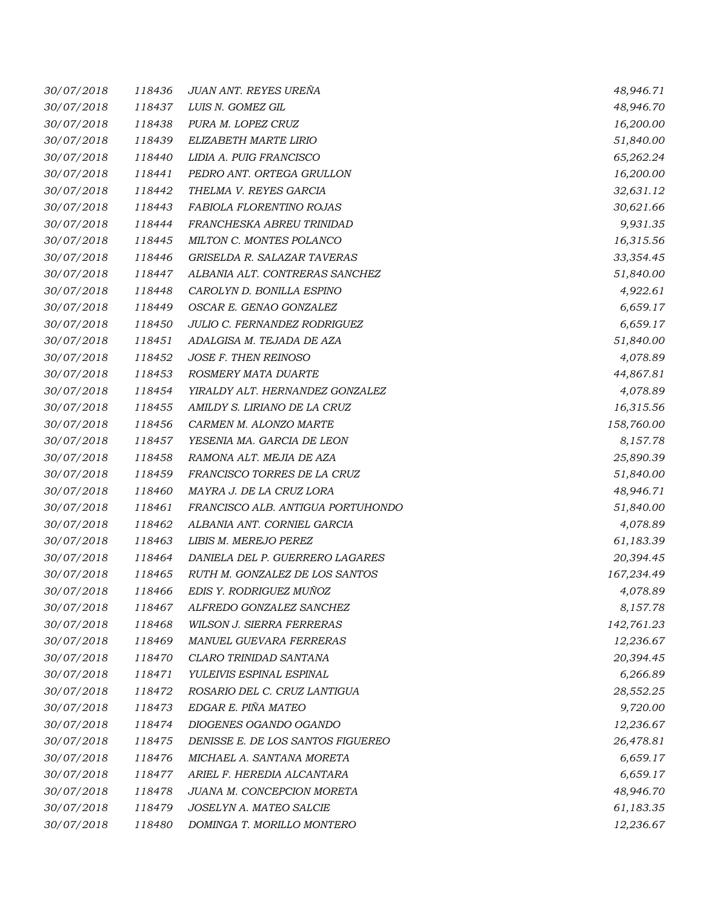| | | | |
|---|---|---|---|
| *30/07/2018* | *118436* | *JUAN ANT. REYES UREÑA* | *48,946.71* |
| *30/07/2018* | *118437* | *LUIS N. GOMEZ GIL* | *48,946.70* |
| *30/07/2018* | *118438* | *PURA M. LOPEZ CRUZ* | *16,200.00* |
| *30/07/2018* | *118439* | *ELIZABETH MARTE LIRIO* | *51,840.00* |
| *30/07/2018* | *118440* | *LIDIA A. PUIG FRANCISCO* | *65,262.24* |
| *30/07/2018* | *118441* | *PEDRO ANT. ORTEGA GRULLON* | *16,200.00* |
| *30/07/2018* | *118442* | *THELMA V. REYES GARCIA* | *32,631.12* |
| *30/07/2018* | *118443* | *FABIOLA FLORENTINO ROJAS* | *30,621.66* |
| *30/07/2018* | *118444* | *FRANCHESKA ABREU TRINIDAD* | *9,931.35* |
| *30/07/2018* | *118445* | *MILTON C. MONTES POLANCO* | *16,315.56* |
| *30/07/2018* | *118446* | *GRISELDA R. SALAZAR TAVERAS* | *33,354.45* |
| *30/07/2018* | *118447* | *ALBANIA ALT. CONTRERAS SANCHEZ* | *51,840.00* |
| *30/07/2018* | *118448* | *CAROLYN D. BONILLA ESPINO* | *4,922.61* |
| *30/07/2018* | *118449* | *OSCAR E. GENAO GONZALEZ* | *6,659.17* |
| *30/07/2018* | *118450* | *JULIO C. FERNANDEZ RODRIGUEZ* | *6,659.17* |
| *30/07/2018* | *118451* | *ADALGISA M. TEJADA DE AZA* | *51,840.00* |
| *30/07/2018* | *118452* | *JOSE F. THEN REINOSO* | *4,078.89* |
| *30/07/2018* | *118453* | *ROSMERY MATA DUARTE* | *44,867.81* |
| *30/07/2018* | *118454* | *YIRALDY ALT. HERNANDEZ GONZALEZ* | *4,078.89* |
| *30/07/2018* | *118455* | *AMILDY S. LIRIANO DE LA CRUZ* | *16,315.56* |
| *30/07/2018* | *118456* | *CARMEN M. ALONZO MARTE* | *158,760.00* |
| *30/07/2018* | *118457* | *YESENIA MA. GARCIA DE LEON* | *8,157.78* |
| *30/07/2018* | *118458* | *RAMONA ALT. MEJIA DE AZA* | *25,890.39* |
| *30/07/2018* | *118459* | *FRANCISCO TORRES DE LA CRUZ* | *51,840.00* |
| *30/07/2018* | *118460* | *MAYRA J. DE LA CRUZ LORA* | *48,946.71* |
| *30/07/2018* | *118461* | *FRANCISCO ALB. ANTIGUA PORTUHONDO* | *51,840.00* |
| *30/07/2018* | *118462* | *ALBANIA ANT. CORNIEL GARCIA* | *4,078.89* |
| *30/07/2018* | *118463* | *LIBIS M. MEREJO PEREZ* | *61,183.39* |
| *30/07/2018* | *118464* | *DANIELA DEL P. GUERRERO LAGARES* | *20,394.45* |
| *30/07/2018* | *118465* | *RUTH M. GONZALEZ DE LOS SANTOS* | *167,234.49* |
| *30/07/2018* | *118466* | *EDIS Y. RODRIGUEZ MUÑOZ* | *4,078.89* |
| *30/07/2018* | *118467* | *ALFREDO GONZALEZ SANCHEZ* | *8,157.78* |
| *30/07/2018* | *118468* | *WILSON J. SIERRA FERRERAS* | *142,761.23* |
| *30/07/2018* | *118469* | *MANUEL GUEVARA FERRERAS* | *12,236.67* |
| *30/07/2018* | *118470* | *CLARO TRINIDAD SANTANA* | *20,394.45* |
| *30/07/2018* | *118471* | *YULEIVIS ESPINAL ESPINAL* | *6,266.89* |
| *30/07/2018* | *118472* | *ROSARIO DEL C. CRUZ LANTIGUA* | *28,552.25* |
| *30/07/2018* | *118473* | *EDGAR E. PIÑA MATEO* | *9,720.00* |
| *30/07/2018* | *118474* | *DIOGENES OGANDO OGANDO* | *12,236.67* |
| *30/07/2018* | *118475* | *DENISSE E. DE LOS SANTOS FIGUEREO* | *26,478.81* |
| *30/07/2018* | *118476* | *MICHAEL A. SANTANA MORETA* | *6,659.17* |
| *30/07/2018* | *118477* | *ARIEL F. HEREDIA ALCANTARA* | *6,659.17* |
| *30/07/2018* | *118478* | *JUANA M. CONCEPCION MORETA* | *48,946.70* |
| *30/07/2018* | *118479* | *JOSELYN A. MATEO SALCIE* | *61,183.35* |
| *30/07/2018* | *118480* | *DOMINGA T. MORILLO MONTERO* | *12,236.67* |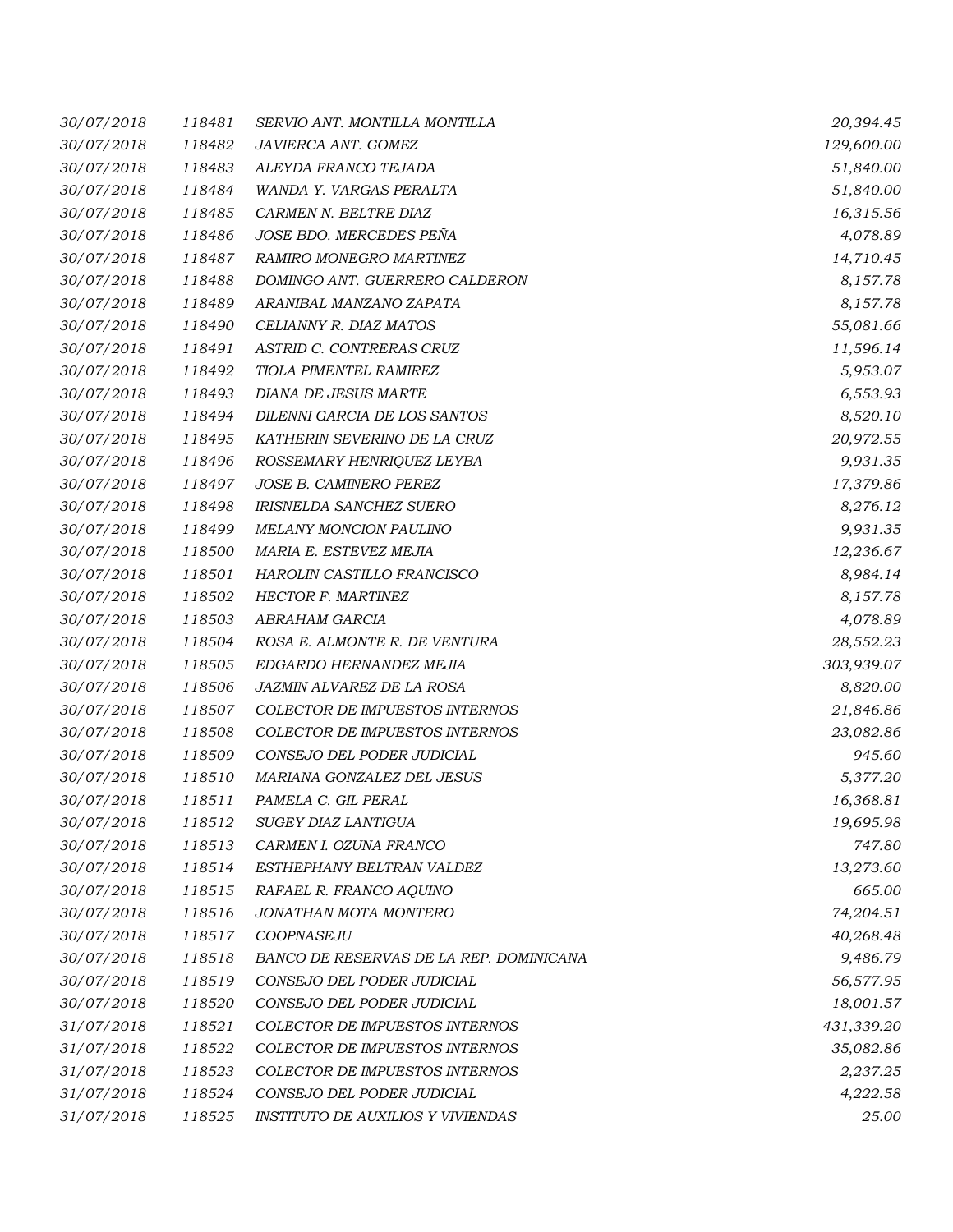| | | | |
|---|---|---|---|
| 30/07/2018 | 118481 | SERVIO ANT. MONTILLA MONTILLA | 20,394.45 |
| 30/07/2018 | 118482 | JAVIERCA ANT. GOMEZ | 129,600.00 |
| 30/07/2018 | 118483 | ALEYDA FRANCO TEJADA | 51,840.00 |
| 30/07/2018 | 118484 | WANDA Y. VARGAS PERALTA | 51,840.00 |
| 30/07/2018 | 118485 | CARMEN N. BELTRE DIAZ | 16,315.56 |
| 30/07/2018 | 118486 | JOSE BDO. MERCEDES PEÑA | 4,078.89 |
| 30/07/2018 | 118487 | RAMIRO MONEGRO MARTINEZ | 14,710.45 |
| 30/07/2018 | 118488 | DOMINGO ANT. GUERRERO CALDERON | 8,157.78 |
| 30/07/2018 | 118489 | ARANIBAL MANZANO ZAPATA | 8,157.78 |
| 30/07/2018 | 118490 | CELIANNY R. DIAZ MATOS | 55,081.66 |
| 30/07/2018 | 118491 | ASTRID C. CONTRERAS CRUZ | 11,596.14 |
| 30/07/2018 | 118492 | TIOLA PIMENTEL RAMIREZ | 5,953.07 |
| 30/07/2018 | 118493 | DIANA DE JESUS MARTE | 6,553.93 |
| 30/07/2018 | 118494 | DILENNI GARCIA DE LOS SANTOS | 8,520.10 |
| 30/07/2018 | 118495 | KATHERIN SEVERINO DE LA CRUZ | 20,972.55 |
| 30/07/2018 | 118496 | ROSSEMARY HENRIQUEZ LEYBA | 9,931.35 |
| 30/07/2018 | 118497 | JOSE B. CAMINERO PEREZ | 17,379.86 |
| 30/07/2018 | 118498 | IRISNELDA SANCHEZ SUERO | 8,276.12 |
| 30/07/2018 | 118499 | MELANY MONCION PAULINO | 9,931.35 |
| 30/07/2018 | 118500 | MARIA E. ESTEVEZ MEJIA | 12,236.67 |
| 30/07/2018 | 118501 | HAROLIN CASTILLO FRANCISCO | 8,984.14 |
| 30/07/2018 | 118502 | HECTOR F. MARTINEZ | 8,157.78 |
| 30/07/2018 | 118503 | ABRAHAM GARCIA | 4,078.89 |
| 30/07/2018 | 118504 | ROSA E. ALMONTE R. DE VENTURA | 28,552.23 |
| 30/07/2018 | 118505 | EDGARDO HERNANDEZ MEJIA | 303,939.07 |
| 30/07/2018 | 118506 | JAZMIN ALVAREZ DE LA ROSA | 8,820.00 |
| 30/07/2018 | 118507 | COLECTOR DE IMPUESTOS INTERNOS | 21,846.86 |
| 30/07/2018 | 118508 | COLECTOR DE IMPUESTOS INTERNOS | 23,082.86 |
| 30/07/2018 | 118509 | CONSEJO DEL PODER JUDICIAL | 945.60 |
| 30/07/2018 | 118510 | MARIANA GONZALEZ DEL JESUS | 5,377.20 |
| 30/07/2018 | 118511 | PAMELA C. GIL PERAL | 16,368.81 |
| 30/07/2018 | 118512 | SUGEY DIAZ LANTIGUA | 19,695.98 |
| 30/07/2018 | 118513 | CARMEN I. OZUNA FRANCO | 747.80 |
| 30/07/2018 | 118514 | ESTHEPHANY BELTRAN VALDEZ | 13,273.60 |
| 30/07/2018 | 118515 | RAFAEL R. FRANCO AQUINO | 665.00 |
| 30/07/2018 | 118516 | JONATHAN MOTA MONTERO | 74,204.51 |
| 30/07/2018 | 118517 | COOPNASEJU | 40,268.48 |
| 30/07/2018 | 118518 | BANCO DE RESERVAS DE LA REP. DOMINICANA | 9,486.79 |
| 30/07/2018 | 118519 | CONSEJO DEL PODER JUDICIAL | 56,577.95 |
| 30/07/2018 | 118520 | CONSEJO DEL PODER JUDICIAL | 18,001.57 |
| 31/07/2018 | 118521 | COLECTOR DE IMPUESTOS INTERNOS | 431,339.20 |
| 31/07/2018 | 118522 | COLECTOR DE IMPUESTOS INTERNOS | 35,082.86 |
| 31/07/2018 | 118523 | COLECTOR DE IMPUESTOS INTERNOS | 2,237.25 |
| 31/07/2018 | 118524 | CONSEJO DEL PODER JUDICIAL | 4,222.58 |
| 31/07/2018 | 118525 | INSTITUTO DE AUXILIOS Y VIVIENDAS | 25.00 |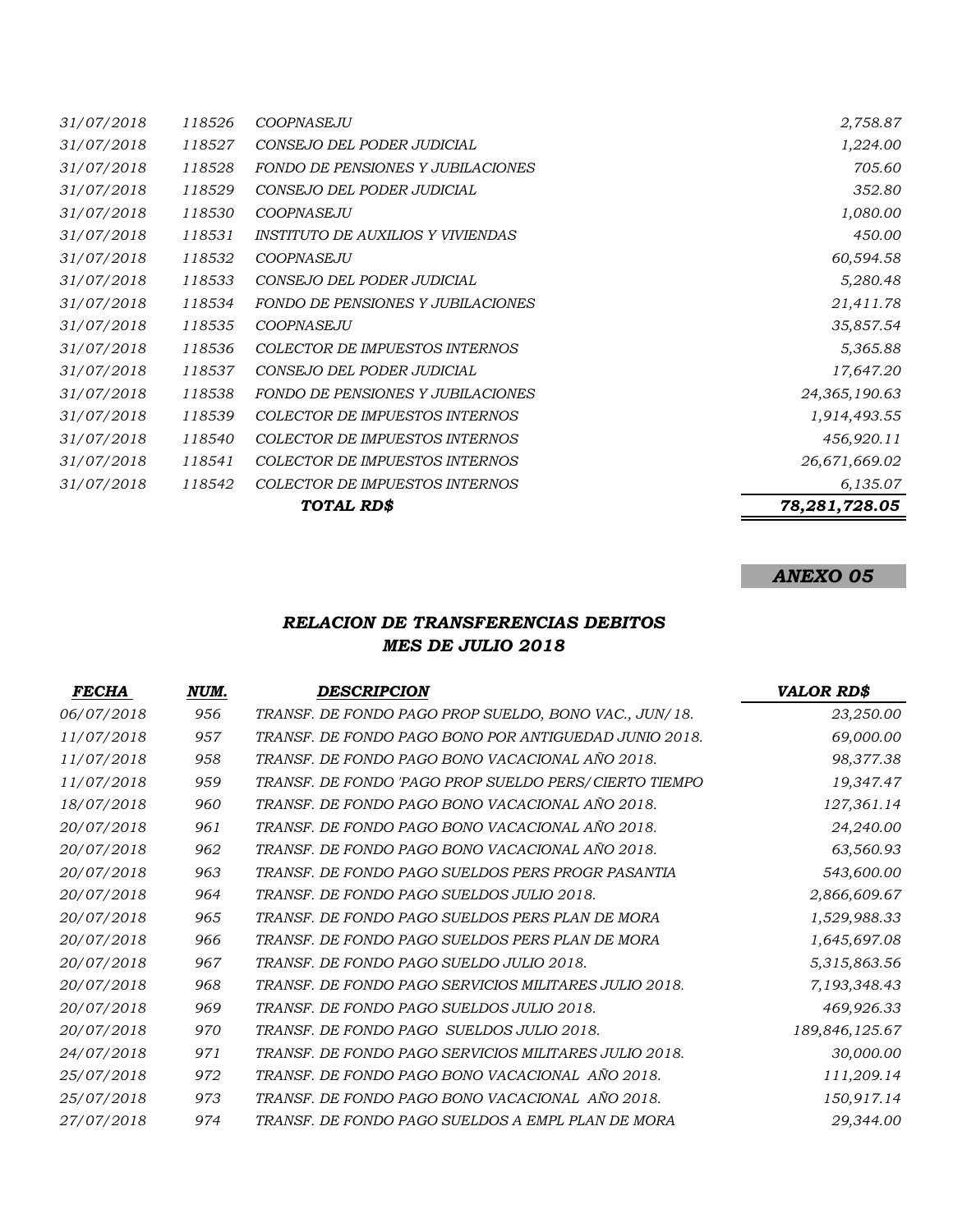| | | | |
|---|---|---|---|
| *31/07/2018* | *118526* | *COOPNASEJU* | *2,758.87* |
| *31/07/2018* | *118527* | *CONSEJO DEL PODER JUDICIAL* | *1,224.00* |
| *31/07/2018* | *118528* | *FONDO DE PENSIONES Y JUBILACIONES* | *705.60* |
| *31/07/2018* | *118529* | *CONSEJO DEL PODER JUDICIAL* | *352.80* |
| *31/07/2018* | *118530* | *COOPNASEJU* | *1,080.00* |
| *31/07/2018* | *118531* | *INSTITUTO DE AUXILIOS Y VIVIENDAS* | *450.00* |
| *31/07/2018* | *118532* | *COOPNASEJU* | *60,594.58* |
| *31/07/2018* | *118533* | *CONSEJO DEL PODER JUDICIAL* | *5,280.48* |
| *31/07/2018* | *118534* | *FONDO DE PENSIONES Y JUBILACIONES* | *21,411.78* |
| *31/07/2018* | *118535* | *COOPNASEJU* | *35,857.54* |
| *31/07/2018* | *118536* | *COLECTOR DE IMPUESTOS INTERNOS* | *5,365.88* |
| *31/07/2018* | *118537* | *CONSEJO DEL PODER JUDICIAL* | *17,647.20* |
| *31/07/2018* | *118538* | *FONDO DE PENSIONES Y JUBILACIONES* | *24,365,190.63* |
| *31/07/2018* | *118539* | *COLECTOR DE IMPUESTOS INTERNOS* | *1,914,493.55* |
| *31/07/2018* | *118540* | *COLECTOR DE IMPUESTOS INTERNOS* | *456,920.11* |
| *31/07/2018* | *118541* | *COLECTOR DE IMPUESTOS INTERNOS* | *26,671,669.02* |
| *31/07/2018* | *118542* | *COLECTOR DE IMPUESTOS INTERNOS* | *6,135.07* |
| | | ***TOTAL RD$*** | ***78,281,728.05*** |

***ANEXO 05***

## *RELACION DE TRANSFERENCIAS DEBITOS*
## *MES DE JULIO 2018*

| *FECHA* | *NUM.* | *DESCRIPCION* | *VALOR RD$* |
|---|---|---|---|
| *06/07/2018* | *956* | *TRANSF. DE FONDO PAGO PROP SUELDO, BONO VAC., JUN/18.* | *23,250.00* |
| *11/07/2018* | *957* | *TRANSF. DE FONDO PAGO BONO POR ANTIGUEDAD JUNIO 2018.* | *69,000.00* |
| *11/07/2018* | *958* | *TRANSF. DE FONDO PAGO BONO VACACIONAL AÑO 2018.* | *98,377.38* |
| *11/07/2018* | *959* | *TRANSF. DE FONDO 'PAGO PROP SUELDO PERS/CIERTO TIEMPO* | *19,347.47* |
| *18/07/2018* | *960* | *TRANSF. DE FONDO PAGO BONO VACACIONAL AÑO 2018.* | *127,361.14* |
| *20/07/2018* | *961* | *TRANSF. DE FONDO PAGO BONO VACACIONAL AÑO 2018.* | *24,240.00* |
| *20/07/2018* | *962* | *TRANSF. DE FONDO PAGO BONO VACACIONAL AÑO 2018.* | *63,560.93* |
| *20/07/2018* | *963* | *TRANSF. DE FONDO PAGO SUELDOS PERS PROGR PASANTIA* | *543,600.00* |
| *20/07/2018* | *964* | *TRANSF. DE FONDO PAGO SUELDOS JULIO 2018.* | *2,866,609.67* |
| *20/07/2018* | *965* | *TRANSF. DE FONDO PAGO SUELDOS PERS PLAN DE MORA* | *1,529,988.33* |
| *20/07/2018* | *966* | *TRANSF. DE FONDO PAGO SUELDOS PERS PLAN DE MORA* | *1,645,697.08* |
| *20/07/2018* | *967* | *TRANSF. DE FONDO PAGO SUELDO JULIO 2018.* | *5,315,863.56* |
| *20/07/2018* | *968* | *TRANSF. DE FONDO PAGO SERVICIOS MILITARES JULIO 2018.* | *7,193,348.43* |
| *20/07/2018* | *969* | *TRANSF. DE FONDO PAGO SUELDOS JULIO 2018.* | *469,926.33* |
| *20/07/2018* | *970* | *TRANSF. DE FONDO PAGO SUELDOS JULIO 2018.* | *189,846,125.67* |
| *24/07/2018* | *971* | *TRANSF. DE FONDO PAGO SERVICIOS MILITARES JULIO 2018.* | *30,000.00* |
| *25/07/2018* | *972* | *TRANSF. DE FONDO PAGO BONO VACACIONAL AÑO 2018.* | *111,209.14* |
| *25/07/2018* | *973* | *TRANSF. DE FONDO PAGO BONO VACACIONAL AÑO 2018.* | *150,917.14* |
| *27/07/2018* | *974* | *TRANSF. DE FONDO PAGO SUELDOS A EMPL PLAN DE MORA* | *29,344.00* |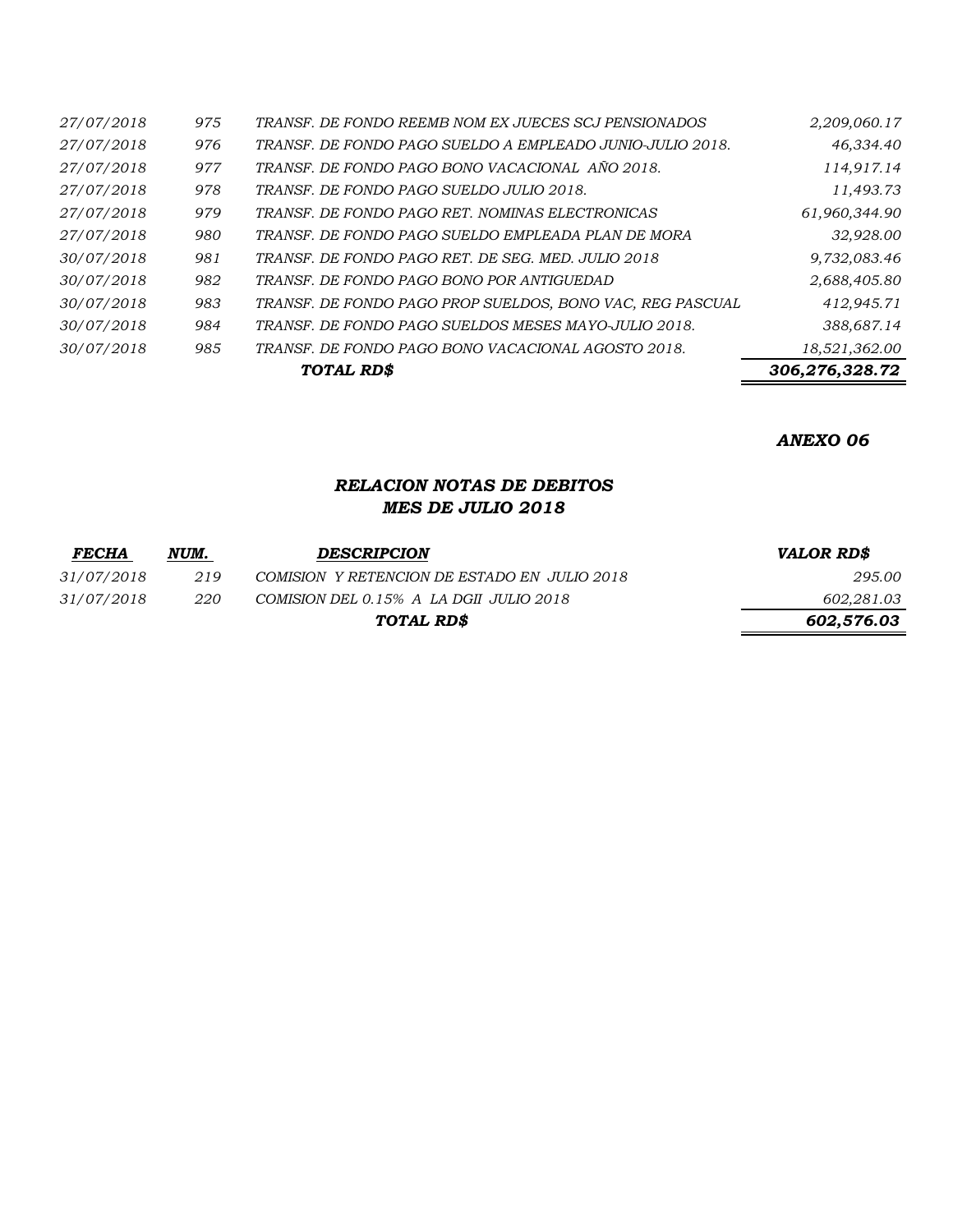| | | | |
|---|---|---|---|
| *27/07/2018* | *975* | *TRANSF. DE FONDO REEMB NOM EX JUECES SCJ PENSIONADOS* | *2,209,060.17* |
| *27/07/2018* | *976* | *TRANSF. DE FONDO PAGO SUELDO A EMPLEADO JUNIO-JULIO 2018.* | *46,334.40* |
| *27/07/2018* | *977* | *TRANSF. DE FONDO PAGO BONO VACACIONAL AÑO 2018.* | *114,917.14* |
| *27/07/2018* | *978* | *TRANSF. DE FONDO PAGO SUELDO JULIO 2018.* | *11,493.73* |
| *27/07/2018* | *979* | *TRANSF. DE FONDO PAGO RET. NOMINAS ELECTRONICAS* | *61,960,344.90* |
| *27/07/2018* | *980* | *TRANSF. DE FONDO PAGO SUELDO EMPLEADA PLAN DE MORA* | *32,928.00* |
| *30/07/2018* | *981* | *TRANSF. DE FONDO PAGO RET. DE SEG. MED. JULIO 2018* | *9,732,083.46* |
| *30/07/2018* | *982* | *TRANSF. DE FONDO PAGO BONO POR ANTIGUEDAD* | *2,688,405.80* |
| *30/07/2018* | *983* | *TRANSF. DE FONDO PAGO PROP SUELDOS, BONO VAC, REG PASCUAL* | *412,945.71* |
| *30/07/2018* | *984* | *TRANSF. DE FONDO PAGO SUELDOS MESES MAYO-JULIO 2018.* | *388,687.14* |
| *30/07/2018* | *985* | *TRANSF. DE FONDO PAGO BONO VACACIONAL AGOSTO 2018.* | *18,521,362.00* |
| | | ***TOTAL RD$*** | ***306,276,328.72*** |

***ANEXO 06***

## ***RELACION NOTAS DE DEBITOS***
## ***MES DE JULIO 2018***

| ***FECHA*** | ***NUM.*** | ***DESCRIPCION*** | ***VALOR RD$*** |
|---|---|---|---|
| *31/07/2018* | *219* | *COMISION Y RETENCION DE ESTADO EN JULIO 2018* | *295.00* |
| *31/07/2018* | *220* | *COMISION DEL 0.15% A LA DGII JULIO 2018* | *602,281.03* |
| | | ***TOTAL RD$*** | ***602,576.03*** |